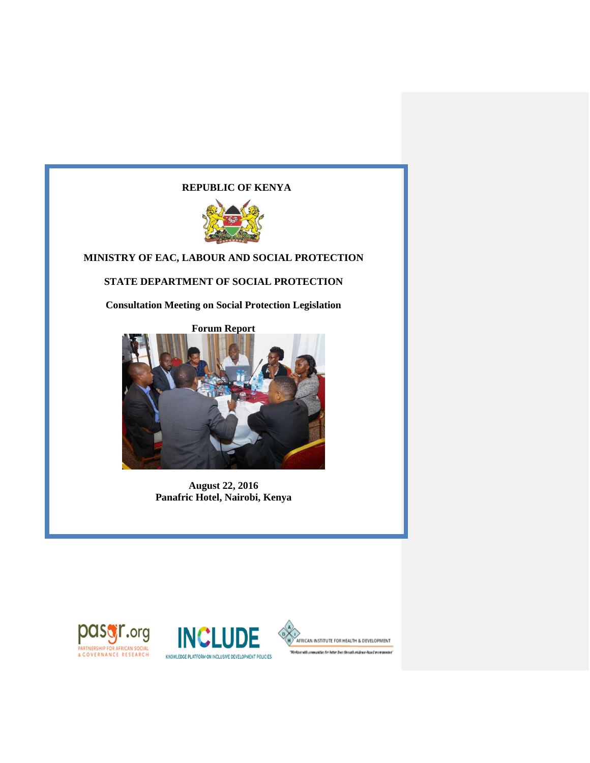**REPUBLIC OF KENYA**

**MINISTRY OF EAC, LABOUR AND SOCIAL PROTECTION**

**STATE DEPARTMENT OF SOCIAL PROTECTION**

**Consultation Meeting on Social Protection Legislation**

**Forum Report**

**August 22, 2016**
**Panafric Hotel, Nairobi, Kenya**

pasgr.org PARTNERSHIP FOR AFRICAN SOCIAL & GOVERNANCE RESEARCH

INCLUDE KNOWLEDGE PLATFORM ON INCLUSIVE DEVELOPMENT POLICIES

AFRICAN INSTITUTE FOR HEALTH & DEVELOPMENT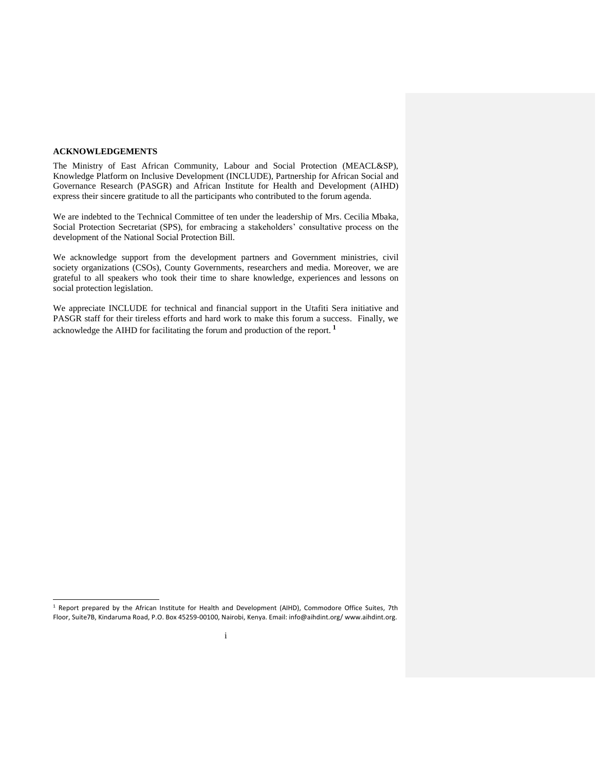## ACKNOWLEDGEMENTS

The Ministry of East African Community, Labour and Social Protection (MEACL&SP), Knowledge Platform on Inclusive Development (INCLUDE), Partnership for African Social and Governance Research (PASGR) and African Institute for Health and Development (AIHD) express their sincere gratitude to all the participants who contributed to the forum agenda.

We are indebted to the Technical Committee of ten under the leadership of Mrs. Cecilia Mbaka, Social Protection Secretariat (SPS), for embracing a stakeholders' consultative process on the development of the National Social Protection Bill.

We acknowledge support from the development partners and Government ministries, civil society organizations (CSOs), County Governments, researchers and media. Moreover, we are grateful to all speakers who took their time to share knowledge, experiences and lessons on social protection legislation.

We appreciate INCLUDE for technical and financial support in the Utafiti Sera initiative and PASGR staff for their tireless efforts and hard work to make this forum a success. Finally, we acknowledge the AIHD for facilitating the forum and production of the report. [1]

---

[1] Report prepared by the African Institute for Health and Development (AIHD), Commodore Office Suites, 7th Floor, Suite7B, Kindaruma Road, P.O. Box 45259-00100, Nairobi, Kenya. Email: info@aihdint.org/ www.aihdint.org.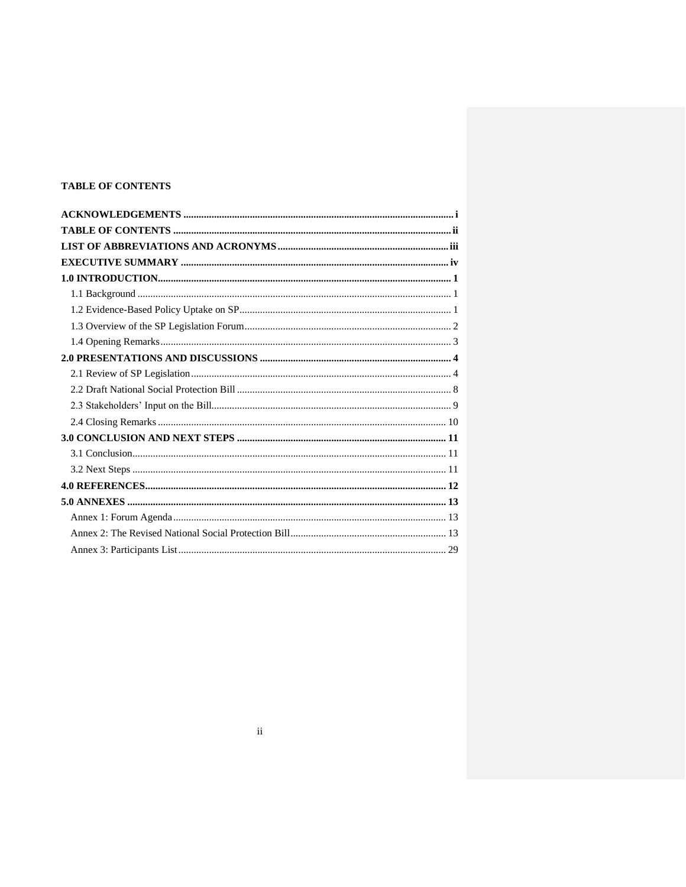**TABLE OF CONTENTS**

**ACKNOWLEDGEMENTS** ........ i

**TABLE OF CONTENTS** ........ ii

**LIST OF ABBREVIATIONS AND ACRONYMS** ........ iii

**EXECUTIVE SUMMARY** ........ iv

**1.0 INTRODUCTION** ........ 1

- 1.1 Background ........ 1
- 1.2 Evidence-Based Policy Uptake on SP ........ 1
- 1.3 Overview of the SP Legislation Forum ........ 2
- 1.4 Opening Remarks ........ 3

**2.0 PRESENTATIONS AND DISCUSSIONS** ........ 4

- 2.1 Review of SP Legislation ........ 4
- 2.2 Draft National Social Protection Bill ........ 8
- 2.3 Stakeholders' Input on the Bill ........ 9
- 2.4 Closing Remarks ........ 10

**3.0 CONCLUSION AND NEXT STEPS** ........ 11

- 3.1 Conclusion ........ 11
- 3.2 Next Steps ........ 11

**4.0 REFERENCES** ........ 12

**5.0 ANNEXES** ........ 13

- Annex 1: Forum Agenda ........ 13
- Annex 2: The Revised National Social Protection Bill ........ 13
- Annex 3: Participants List ........ 29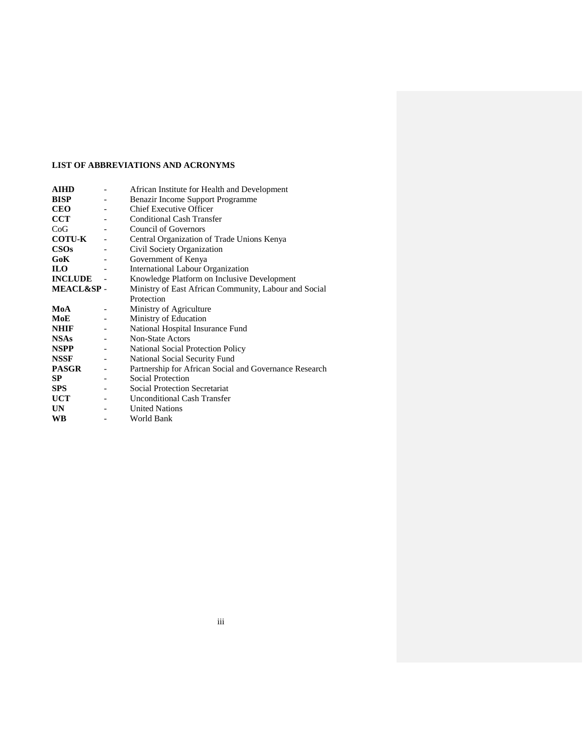## LIST OF ABBREVIATIONS AND ACRONYMS

| | | |
|---|---|---|
| **AIHD** | - | African Institute for Health and Development |
| **BISP** | - | Benazir Income Support Programme |
| **CEO** | - | Chief Executive Officer |
| **CCT** | - | Conditional Cash Transfer |
| CoG | - | Council of Governors |
| **COTU-K** | - | Central Organization of Trade Unions Kenya |
| **CSOs** | - | Civil Society Organization |
| **GoK** | - | Government of Kenya |
| **ILO** | - | International Labour Organization |
| **INCLUDE** | - | Knowledge Platform on Inclusive Development |
| **MEACL&SP** | - | Ministry of East African Community, Labour and Social Protection |
| **MoA** | - | Ministry of Agriculture |
| **MoE** | - | Ministry of Education |
| **NHIF** | - | National Hospital Insurance Fund |
| **NSAs** | - | Non-State Actors |
| **NSPP** | - | National Social Protection Policy |
| **NSSF** | - | National Social Security Fund |
| **PASGR** | - | Partnership for African Social and Governance Research |
| **SP** | - | Social Protection |
| **SPS** | - | Social Protection Secretariat |
| **UCT** | - | Unconditional Cash Transfer |
| **UN** | - | United Nations |
| **WB** | - | World Bank |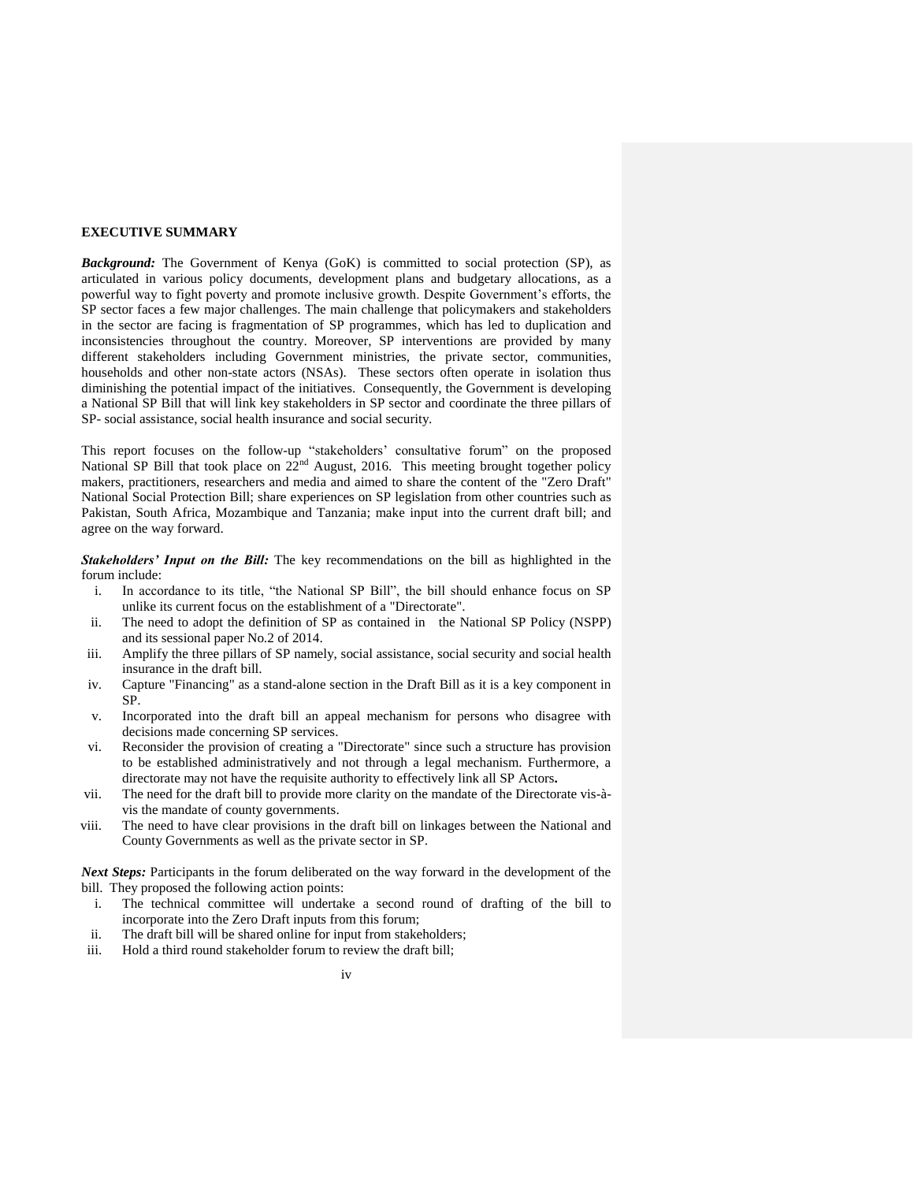## EXECUTIVE SUMMARY

***Background:*** The Government of Kenya (GoK) is committed to social protection (SP), as articulated in various policy documents, development plans and budgetary allocations, as a powerful way to fight poverty and promote inclusive growth. Despite Government's efforts, the SP sector faces a few major challenges. The main challenge that policymakers and stakeholders in the sector are facing is fragmentation of SP programmes, which has led to duplication and inconsistencies throughout the country. Moreover, SP interventions are provided by many different stakeholders including Government ministries, the private sector, communities, households and other non-state actors (NSAs). These sectors often operate in isolation thus diminishing the potential impact of the initiatives. Consequently, the Government is developing a National SP Bill that will link key stakeholders in SP sector and coordinate the three pillars of SP- social assistance, social health insurance and social security.

This report focuses on the follow-up "stakeholders' consultative forum" on the proposed National SP Bill that took place on 22nd August, 2016. This meeting brought together policy makers, practitioners, researchers and media and aimed to share the content of the "Zero Draft" National Social Protection Bill; share experiences on SP legislation from other countries such as Pakistan, South Africa, Mozambique and Tanzania; make input into the current draft bill; and agree on the way forward.

***Stakeholders' Input on the Bill:*** The key recommendations on the bill as highlighted in the forum include:

i. In accordance to its title, "the National SP Bill", the bill should enhance focus on SP unlike its current focus on the establishment of a "Directorate".
ii. The need to adopt the definition of SP as contained in the National SP Policy (NSPP) and its sessional paper No.2 of 2014.
iii. Amplify the three pillars of SP namely, social assistance, social security and social health insurance in the draft bill.
iv. Capture "Financing" as a stand-alone section in the Draft Bill as it is a key component in SP.
v. Incorporated into the draft bill an appeal mechanism for persons who disagree with decisions made concerning SP services.
vi. Reconsider the provision of creating a "Directorate" since such a structure has provision to be established administratively and not through a legal mechanism. Furthermore, a directorate may not have the requisite authority to effectively link all SP Actors**.**
vii. The need for the draft bill to provide more clarity on the mandate of the Directorate vis-à-vis the mandate of county governments.
viii. The need to have clear provisions in the draft bill on linkages between the National and County Governments as well as the private sector in SP.

***Next Steps:*** Participants in the forum deliberated on the way forward in the development of the bill. They proposed the following action points:

i. The technical committee will undertake a second round of drafting of the bill to incorporate into the Zero Draft inputs from this forum;
ii. The draft bill will be shared online for input from stakeholders;
iii. Hold a third round stakeholder forum to review the draft bill;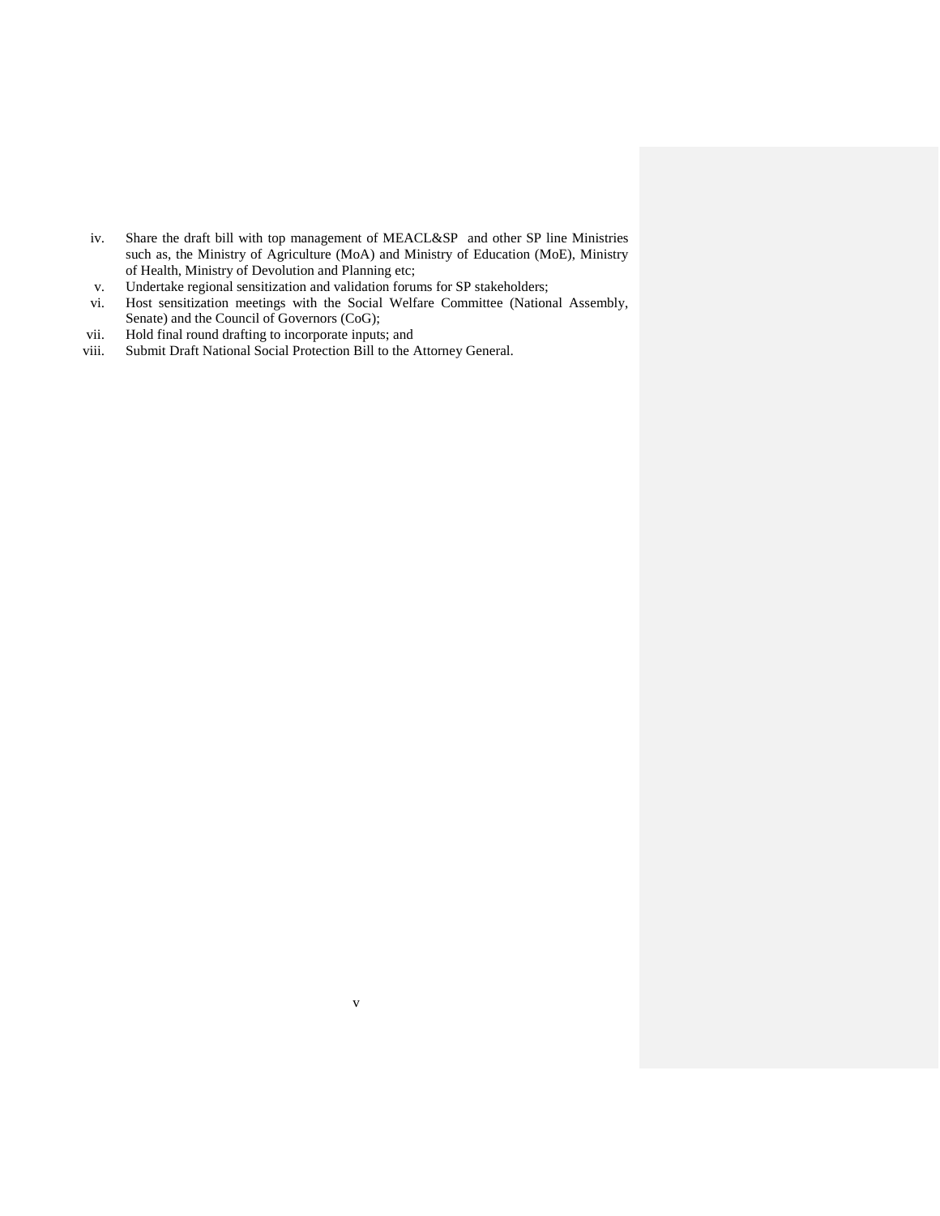iv. Share the draft bill with top management of MEACL&SP and other SP line Ministries such as, the Ministry of Agriculture (MoA) and Ministry of Education (MoE), Ministry of Health, Ministry of Devolution and Planning etc;
v. Undertake regional sensitization and validation forums for SP stakeholders;
vi. Host sensitization meetings with the Social Welfare Committee (National Assembly, Senate) and the Council of Governors (CoG);
vii. Hold final round drafting to incorporate inputs; and
viii. Submit Draft National Social Protection Bill to the Attorney General.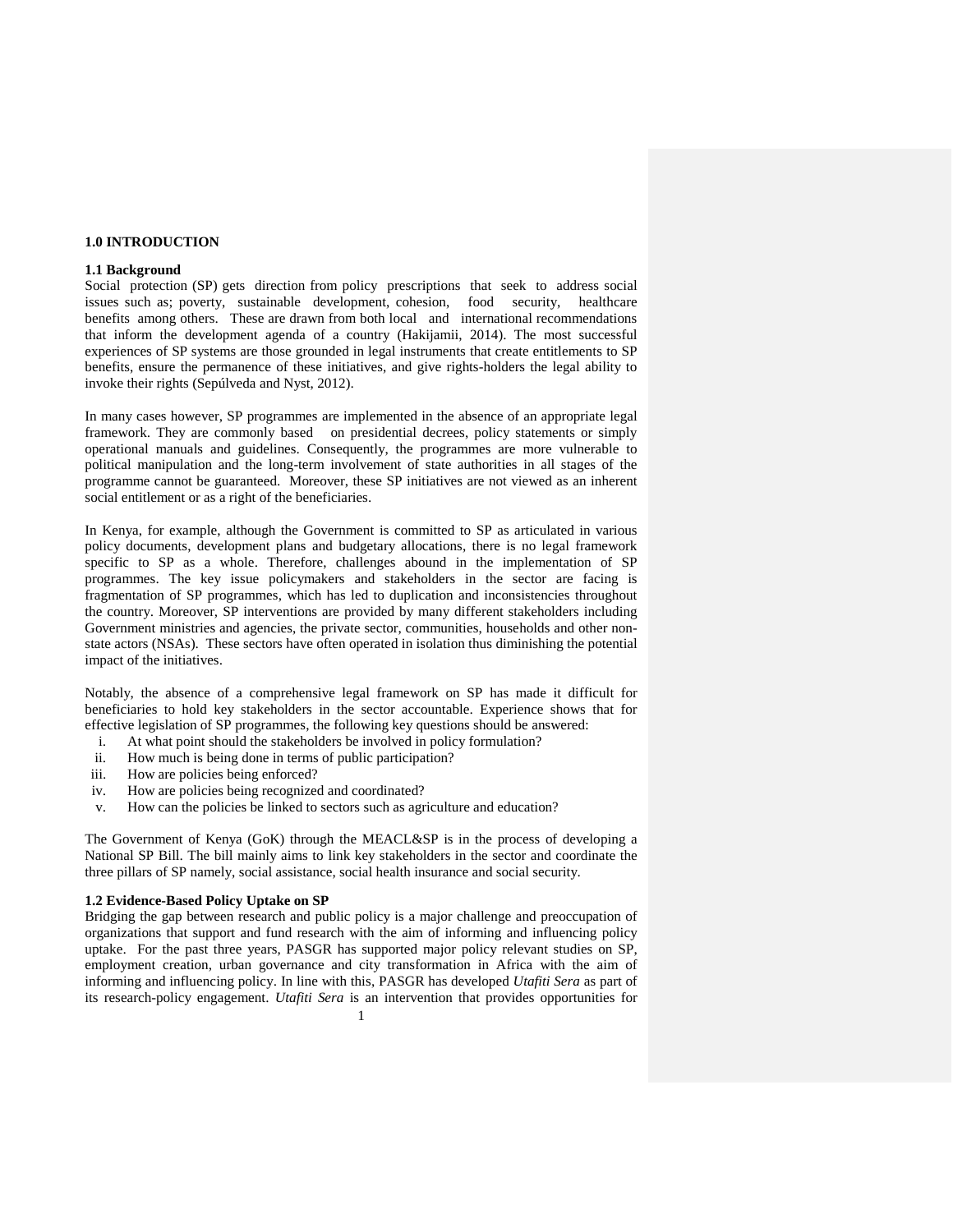## 1.0 INTRODUCTION

### 1.1 Background

Social protection (SP) gets direction from policy prescriptions that seek to address social issues such as; poverty, sustainable development, cohesion, food security, healthcare benefits among others. These are drawn from both local and international recommendations that inform the development agenda of a country (Hakijamii, 2014). The most successful experiences of SP systems are those grounded in legal instruments that create entitlements to SP benefits, ensure the permanence of these initiatives, and give rights-holders the legal ability to invoke their rights (Sepúlveda and Nyst, 2012).

In many cases however, SP programmes are implemented in the absence of an appropriate legal framework. They are commonly based on presidential decrees, policy statements or simply operational manuals and guidelines. Consequently, the programmes are more vulnerable to political manipulation and the long-term involvement of state authorities in all stages of the programme cannot be guaranteed. Moreover, these SP initiatives are not viewed as an inherent social entitlement or as a right of the beneficiaries.

In Kenya, for example, although the Government is committed to SP as articulated in various policy documents, development plans and budgetary allocations, there is no legal framework specific to SP as a whole. Therefore, challenges abound in the implementation of SP programmes. The key issue policymakers and stakeholders in the sector are facing is fragmentation of SP programmes, which has led to duplication and inconsistencies throughout the country. Moreover, SP interventions are provided by many different stakeholders including Government ministries and agencies, the private sector, communities, households and other non-state actors (NSAs). These sectors have often operated in isolation thus diminishing the potential impact of the initiatives.

Notably, the absence of a comprehensive legal framework on SP has made it difficult for beneficiaries to hold key stakeholders in the sector accountable. Experience shows that for effective legislation of SP programmes, the following key questions should be answered:

i. At what point should the stakeholders be involved in policy formulation?
ii. How much is being done in terms of public participation?
iii. How are policies being enforced?
iv. How are policies being recognized and coordinated?
v. How can the policies be linked to sectors such as agriculture and education?

The Government of Kenya (GoK) through the MEACL&SP is in the process of developing a National SP Bill. The bill mainly aims to link key stakeholders in the sector and coordinate the three pillars of SP namely, social assistance, social health insurance and social security.

### 1.2 Evidence-Based Policy Uptake on SP

Bridging the gap between research and public policy is a major challenge and preoccupation of organizations that support and fund research with the aim of informing and influencing policy uptake. For the past three years, PASGR has supported major policy relevant studies on SP, employment creation, urban governance and city transformation in Africa with the aim of informing and influencing policy. In line with this, PASGR has developed *Utafiti Sera* as part of its research-policy engagement. *Utafiti Sera* is an intervention that provides opportunities for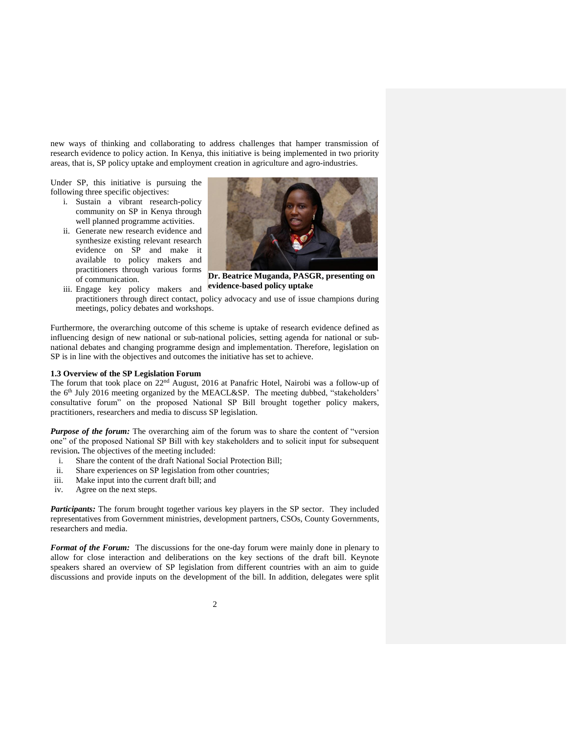new ways of thinking and collaborating to address challenges that hamper transmission of research evidence to policy action. In Kenya, this initiative is being implemented in two priority areas, that is, SP policy uptake and employment creation in agriculture and agro-industries.

Under SP, this initiative is pursuing the following three specific objectives:

i. Sustain a vibrant research-policy community on SP in Kenya through well planned programme activities.
ii. Generate new research evidence and synthesize existing relevant research evidence on SP and make it available to policy makers and practitioners through various forms of communication.
iii. Engage key policy makers and practitioners through direct contact, policy advocacy and use of issue champions during meetings, policy debates and workshops.

**Dr. Beatrice Muganda, PASGR, presenting on evidence-based policy uptake**

Furthermore, the overarching outcome of this scheme is uptake of research evidence defined as influencing design of new national or sub-national policies, setting agenda for national or sub-national debates and changing programme design and implementation. Therefore, legislation on SP is in line with the objectives and outcomes the initiative has set to achieve.

### 1.3 Overview of the SP Legislation Forum

The forum that took place on 22nd August, 2016 at Panafric Hotel, Nairobi was a follow-up of the 6th July 2016 meeting organized by the MEACL&SP. The meeting dubbed, "stakeholders' consultative forum" on the proposed National SP Bill brought together policy makers, practitioners, researchers and media to discuss SP legislation.

***Purpose of the forum:*** The overarching aim of the forum was to share the content of "version one" of the proposed National SP Bill with key stakeholders and to solicit input for subsequent revision**.** The objectives of the meeting included:

i. Share the content of the draft National Social Protection Bill;
ii. Share experiences on SP legislation from other countries;
iii. Make input into the current draft bill; and
iv. Agree on the next steps.

***Participants:*** The forum brought together various key players in the SP sector. They included representatives from Government ministries, development partners, CSOs, County Governments, researchers and media.

***Format of the Forum:*** The discussions for the one-day forum were mainly done in plenary to allow for close interaction and deliberations on the key sections of the draft bill. Keynote speakers shared an overview of SP legislation from different countries with an aim to guide discussions and provide inputs on the development of the bill. In addition, delegates were split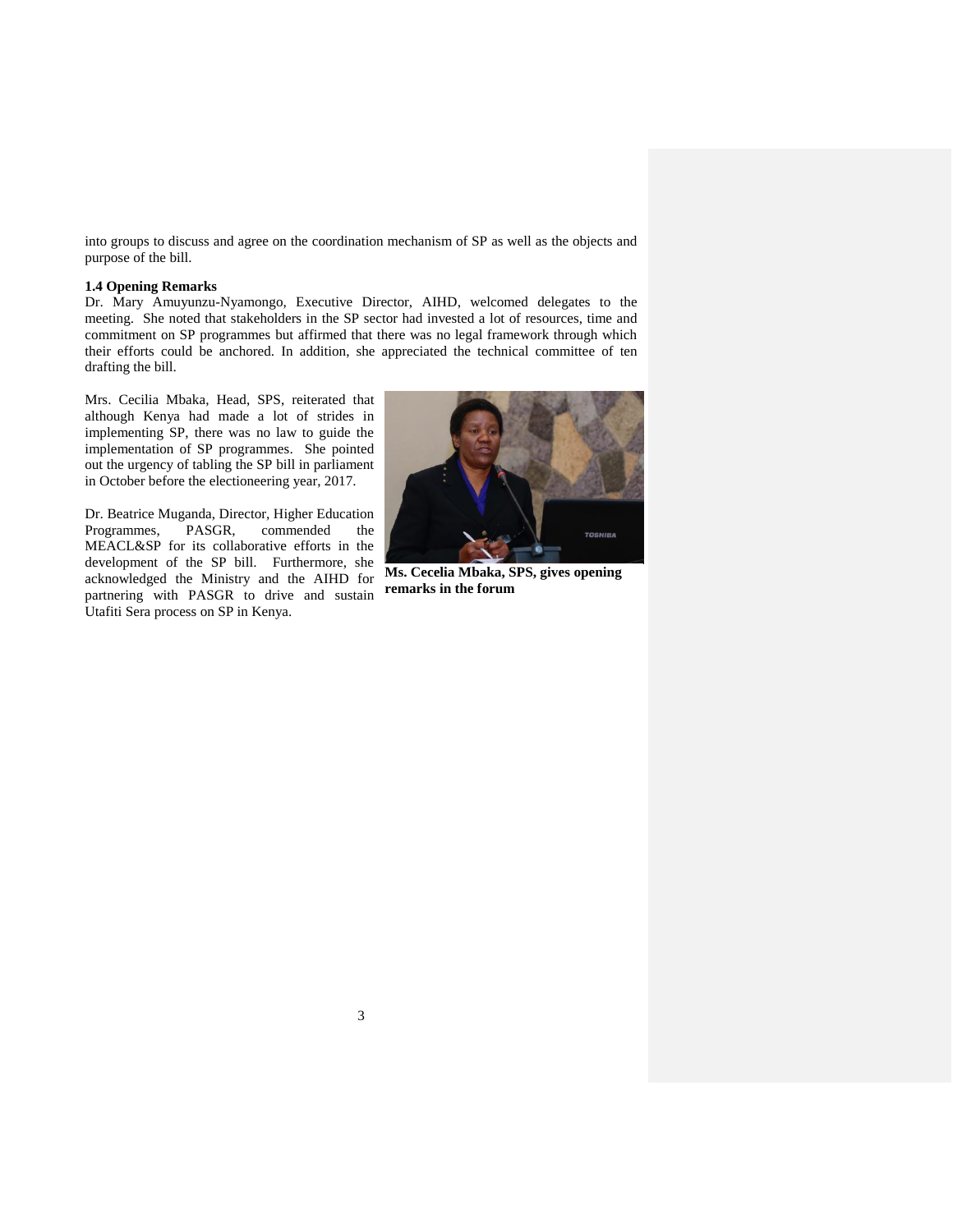into groups to discuss and agree on the coordination mechanism of SP as well as the objects and purpose of the bill.

### 1.4 Opening Remarks

Dr. Mary Amuyunzu-Nyamongo, Executive Director, AIHD, welcomed delegates to the meeting. She noted that stakeholders in the SP sector had invested a lot of resources, time and commitment on SP programmes but affirmed that there was no legal framework through which their efforts could be anchored. In addition, she appreciated the technical committee of ten drafting the bill.

Mrs. Cecilia Mbaka, Head, SPS, reiterated that although Kenya had made a lot of strides in implementing SP, there was no law to guide the implementation of SP programmes. She pointed out the urgency of tabling the SP bill in parliament in October before the electioneering year, 2017.

**Ms. Cecelia Mbaka, SPS, gives opening remarks in the forum**

Dr. Beatrice Muganda, Director, Higher Education Programmes, PASGR, commended the MEACL&SP for its collaborative efforts in the development of the SP bill. Furthermore, she acknowledged the Ministry and the AIHD for partnering with PASGR to drive and sustain Utafiti Sera process on SP in Kenya.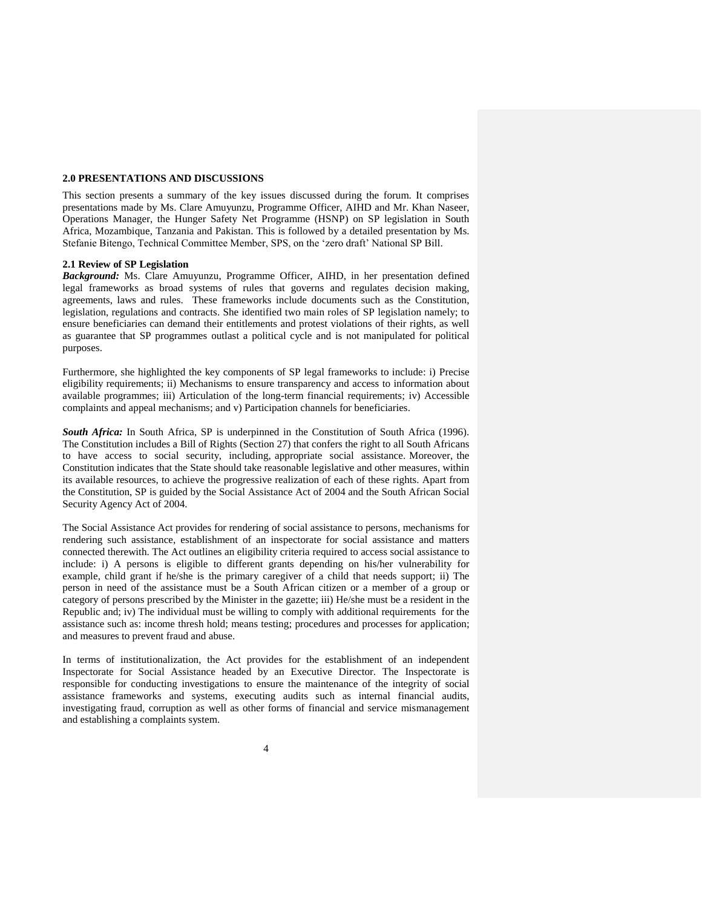## 2.0 PRESENTATIONS AND DISCUSSIONS

This section presents a summary of the key issues discussed during the forum. It comprises presentations made by Ms. Clare Amuyunzu, Programme Officer, AIHD and Mr. Khan Naseer, Operations Manager, the Hunger Safety Net Programme (HSNP) on SP legislation in South Africa, Mozambique, Tanzania and Pakistan. This is followed by a detailed presentation by Ms. Stefanie Bitengo, Technical Committee Member, SPS, on the 'zero draft' National SP Bill.

### 2.1 Review of SP Legislation

***Background:*** Ms. Clare Amuyunzu, Programme Officer, AIHD, in her presentation defined legal frameworks as broad systems of rules that governs and regulates decision making, agreements, laws and rules. These frameworks include documents such as the Constitution, legislation, regulations and contracts. She identified two main roles of SP legislation namely; to ensure beneficiaries can demand their entitlements and protest violations of their rights, as well as guarantee that SP programmes outlast a political cycle and is not manipulated for political purposes.

Furthermore, she highlighted the key components of SP legal frameworks to include: i) Precise eligibility requirements; ii) Mechanisms to ensure transparency and access to information about available programmes; iii) Articulation of the long-term financial requirements; iv) Accessible complaints and appeal mechanisms; and v) Participation channels for beneficiaries.

***South Africa:*** In South Africa, SP is underpinned in the Constitution of South Africa (1996). The Constitution includes a Bill of Rights (Section 27) that confers the right to all South Africans to have access to social security, including, appropriate social assistance. Moreover, the Constitution indicates that the State should take reasonable legislative and other measures, within its available resources, to achieve the progressive realization of each of these rights. Apart from the Constitution, SP is guided by the Social Assistance Act of 2004 and the South African Social Security Agency Act of 2004.

The Social Assistance Act provides for rendering of social assistance to persons, mechanisms for rendering such assistance, establishment of an inspectorate for social assistance and matters connected therewith. The Act outlines an eligibility criteria required to access social assistance to include: i) A persons is eligible to different grants depending on his/her vulnerability for example, child grant if he/she is the primary caregiver of a child that needs support; ii) The person in need of the assistance must be a South African citizen or a member of a group or category of persons prescribed by the Minister in the gazette; iii) He/she must be a resident in the Republic and; iv) The individual must be willing to comply with additional requirements for the assistance such as: income thresh hold; means testing; procedures and processes for application; and measures to prevent fraud and abuse.

In terms of institutionalization, the Act provides for the establishment of an independent Inspectorate for Social Assistance headed by an Executive Director. The Inspectorate is responsible for conducting investigations to ensure the maintenance of the integrity of social assistance frameworks and systems, executing audits such as internal financial audits, investigating fraud, corruption as well as other forms of financial and service mismanagement and establishing a complaints system.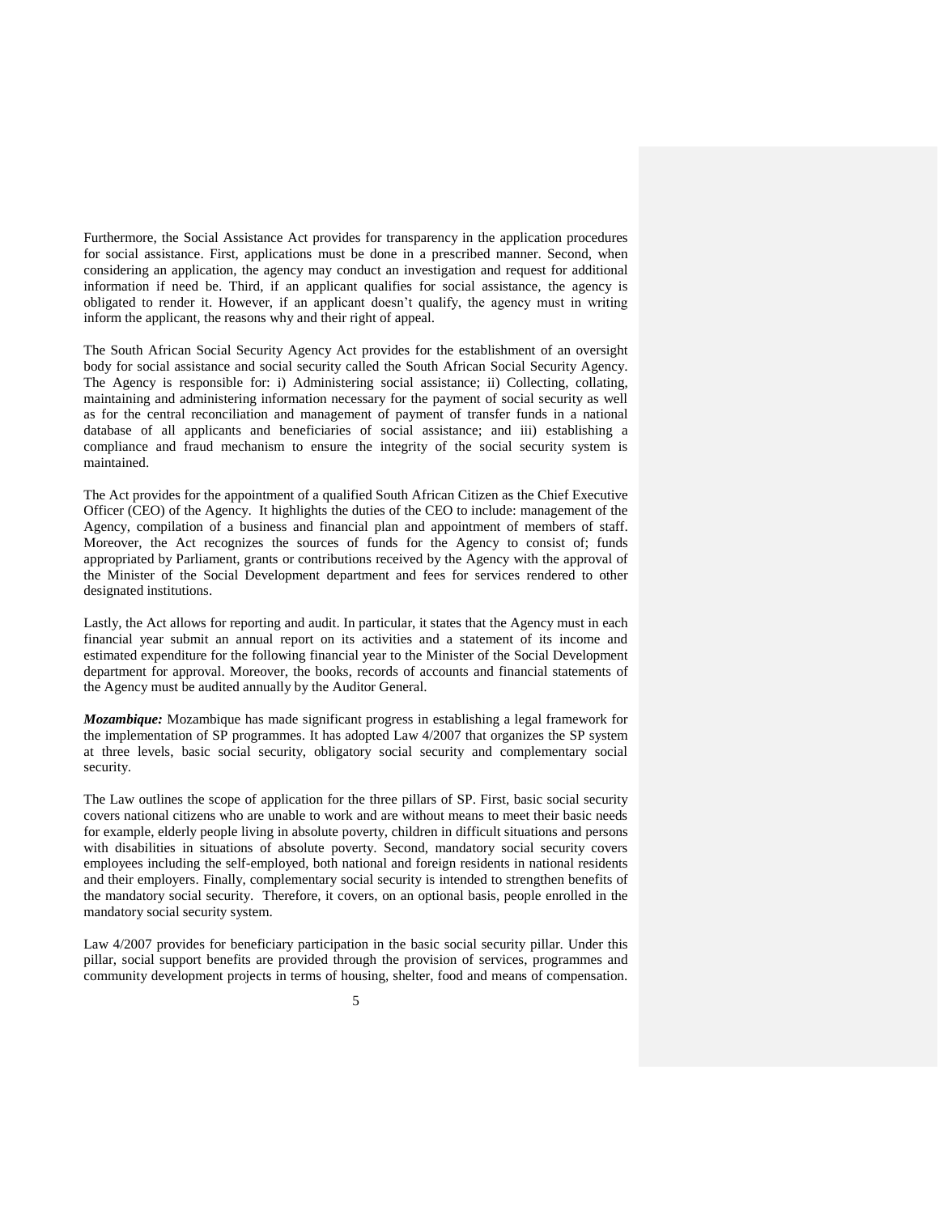Furthermore, the Social Assistance Act provides for transparency in the application procedures for social assistance. First, applications must be done in a prescribed manner. Second, when considering an application, the agency may conduct an investigation and request for additional information if need be. Third, if an applicant qualifies for social assistance, the agency is obligated to render it. However, if an applicant doesn't qualify, the agency must in writing inform the applicant, the reasons why and their right of appeal.

The South African Social Security Agency Act provides for the establishment of an oversight body for social assistance and social security called the South African Social Security Agency. The Agency is responsible for: i) Administering social assistance; ii) Collecting, collating, maintaining and administering information necessary for the payment of social security as well as for the central reconciliation and management of payment of transfer funds in a national database of all applicants and beneficiaries of social assistance; and iii) establishing a compliance and fraud mechanism to ensure the integrity of the social security system is maintained.

The Act provides for the appointment of a qualified South African Citizen as the Chief Executive Officer (CEO) of the Agency. It highlights the duties of the CEO to include: management of the Agency, compilation of a business and financial plan and appointment of members of staff. Moreover, the Act recognizes the sources of funds for the Agency to consist of; funds appropriated by Parliament, grants or contributions received by the Agency with the approval of the Minister of the Social Development department and fees for services rendered to other designated institutions.

Lastly, the Act allows for reporting and audit. In particular, it states that the Agency must in each financial year submit an annual report on its activities and a statement of its income and estimated expenditure for the following financial year to the Minister of the Social Development department for approval. Moreover, the books, records of accounts and financial statements of the Agency must be audited annually by the Auditor General.

***Mozambique:*** Mozambique has made significant progress in establishing a legal framework for the implementation of SP programmes. It has adopted Law 4/2007 that organizes the SP system at three levels, basic social security, obligatory social security and complementary social security.

The Law outlines the scope of application for the three pillars of SP. First, basic social security covers national citizens who are unable to work and are without means to meet their basic needs for example, elderly people living in absolute poverty, children in difficult situations and persons with disabilities in situations of absolute poverty. Second, mandatory social security covers employees including the self-employed, both national and foreign residents in national residents and their employers. Finally, complementary social security is intended to strengthen benefits of the mandatory social security. Therefore, it covers, on an optional basis, people enrolled in the mandatory social security system.

Law 4/2007 provides for beneficiary participation in the basic social security pillar. Under this pillar, social support benefits are provided through the provision of services, programmes and community development projects in terms of housing, shelter, food and means of compensation.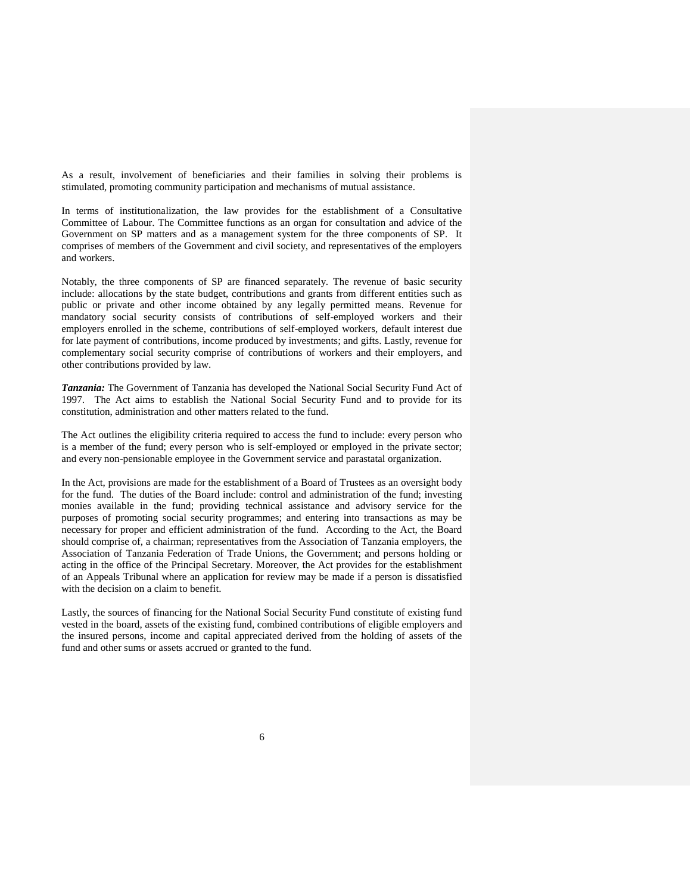As a result, involvement of beneficiaries and their families in solving their problems is stimulated, promoting community participation and mechanisms of mutual assistance.

In terms of institutionalization, the law provides for the establishment of a Consultative Committee of Labour. The Committee functions as an organ for consultation and advice of the Government on SP matters and as a management system for the three components of SP. It comprises of members of the Government and civil society, and representatives of the employers and workers.

Notably, the three components of SP are financed separately. The revenue of basic security include: allocations by the state budget, contributions and grants from different entities such as public or private and other income obtained by any legally permitted means. Revenue for mandatory social security consists of contributions of self-employed workers and their employers enrolled in the scheme, contributions of self-employed workers, default interest due for late payment of contributions, income produced by investments; and gifts. Lastly, revenue for complementary social security comprise of contributions of workers and their employers, and other contributions provided by law.

***Tanzania:*** The Government of Tanzania has developed the National Social Security Fund Act of 1997. The Act aims to establish the National Social Security Fund and to provide for its constitution, administration and other matters related to the fund.

The Act outlines the eligibility criteria required to access the fund to include: every person who is a member of the fund; every person who is self-employed or employed in the private sector; and every non-pensionable employee in the Government service and parastatal organization.

In the Act, provisions are made for the establishment of a Board of Trustees as an oversight body for the fund. The duties of the Board include: control and administration of the fund; investing monies available in the fund; providing technical assistance and advisory service for the purposes of promoting social security programmes; and entering into transactions as may be necessary for proper and efficient administration of the fund. According to the Act, the Board should comprise of, a chairman; representatives from the Association of Tanzania employers, the Association of Tanzania Federation of Trade Unions, the Government; and persons holding or acting in the office of the Principal Secretary. Moreover, the Act provides for the establishment of an Appeals Tribunal where an application for review may be made if a person is dissatisfied with the decision on a claim to benefit.

Lastly, the sources of financing for the National Social Security Fund constitute of existing fund vested in the board, assets of the existing fund, combined contributions of eligible employers and the insured persons, income and capital appreciated derived from the holding of assets of the fund and other sums or assets accrued or granted to the fund.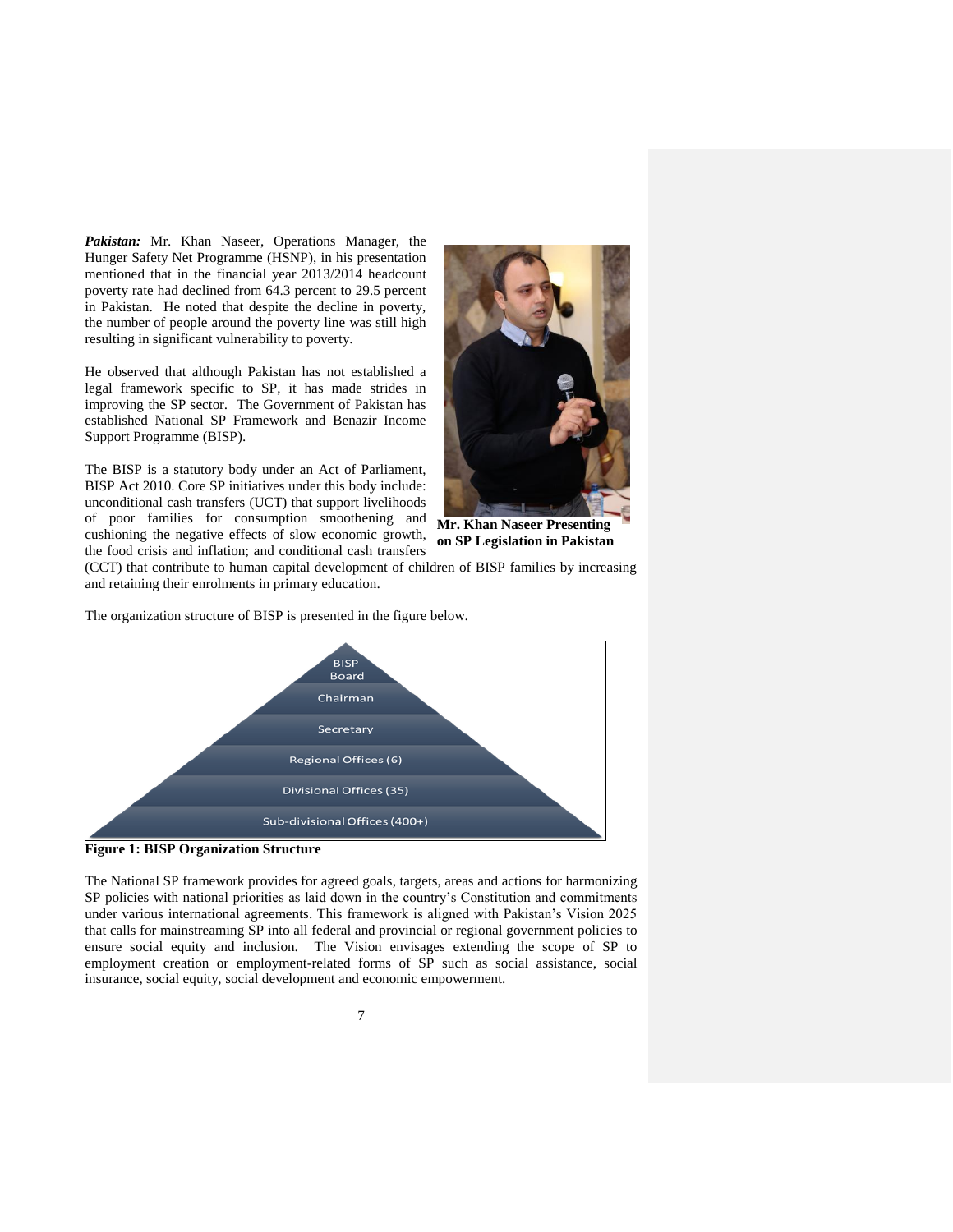***Pakistan:*** Mr. Khan Naseer, Operations Manager, the Hunger Safety Net Programme (HSNP), in his presentation mentioned that in the financial year 2013/2014 headcount poverty rate had declined from 64.3 percent to 29.5 percent in Pakistan. He noted that despite the decline in poverty, the number of people around the poverty line was still high resulting in significant vulnerability to poverty.

He observed that although Pakistan has not established a legal framework specific to SP, it has made strides in improving the SP sector. The Government of Pakistan has established National SP Framework and Benazir Income Support Programme (BISP).

The BISP is a statutory body under an Act of Parliament, BISP Act 2010. Core SP initiatives under this body include: unconditional cash transfers (UCT) that support livelihoods of poor families for consumption smoothening and cushioning the negative effects of slow economic growth, the food crisis and inflation; and conditional cash transfers (CCT) that contribute to human capital development of children of BISP families by increasing and retaining their enrolments in primary education.

**Mr. Khan Naseer Presenting on SP Legislation in Pakistan**

The organization structure of BISP is presented in the figure below.

- BISP Board
- Chairman
- Secretary
- Regional Offices (6)
- Divisional Offices (35)
- Sub-divisional Offices (400+)

**Figure 1: BISP Organization Structure**

The National SP framework provides for agreed goals, targets, areas and actions for harmonizing SP policies with national priorities as laid down in the country's Constitution and commitments under various international agreements. This framework is aligned with Pakistan's Vision 2025 that calls for mainstreaming SP into all federal and provincial or regional government policies to ensure social equity and inclusion. The Vision envisages extending the scope of SP to employment creation or employment-related forms of SP such as social assistance, social insurance, social equity, social development and economic empowerment.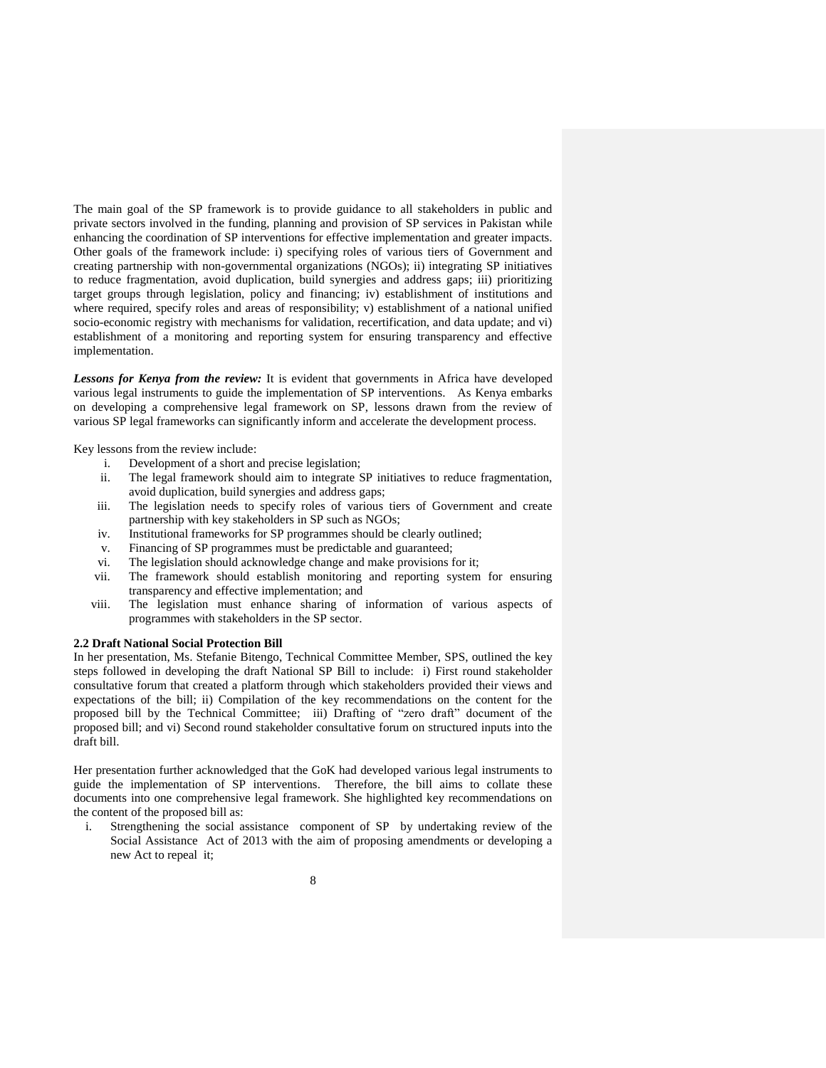The main goal of the SP framework is to provide guidance to all stakeholders in public and private sectors involved in the funding, planning and provision of SP services in Pakistan while enhancing the coordination of SP interventions for effective implementation and greater impacts. Other goals of the framework include: i) specifying roles of various tiers of Government and creating partnership with non-governmental organizations (NGOs); ii) integrating SP initiatives to reduce fragmentation, avoid duplication, build synergies and address gaps; iii) prioritizing target groups through legislation, policy and financing; iv) establishment of institutions and where required, specify roles and areas of responsibility; v) establishment of a national unified socio-economic registry with mechanisms for validation, recertification, and data update; and vi) establishment of a monitoring and reporting system for ensuring transparency and effective implementation.

***Lessons for Kenya from the review:*** It is evident that governments in Africa have developed various legal instruments to guide the implementation of SP interventions. As Kenya embarks on developing a comprehensive legal framework on SP, lessons drawn from the review of various SP legal frameworks can significantly inform and accelerate the development process.

Key lessons from the review include:

i. Development of a short and precise legislation;
ii. The legal framework should aim to integrate SP initiatives to reduce fragmentation, avoid duplication, build synergies and address gaps;
iii. The legislation needs to specify roles of various tiers of Government and create partnership with key stakeholders in SP such as NGOs;
iv. Institutional frameworks for SP programmes should be clearly outlined;
v. Financing of SP programmes must be predictable and guaranteed;
vi. The legislation should acknowledge change and make provisions for it;
vii. The framework should establish monitoring and reporting system for ensuring transparency and effective implementation; and
viii. The legislation must enhance sharing of information of various aspects of programmes with stakeholders in the SP sector.

**2.2 Draft National Social Protection Bill**

In her presentation, Ms. Stefanie Bitengo, Technical Committee Member, SPS, outlined the key steps followed in developing the draft National SP Bill to include: i) First round stakeholder consultative forum that created a platform through which stakeholders provided their views and expectations of the bill; ii) Compilation of the key recommendations on the content for the proposed bill by the Technical Committee; iii) Drafting of "zero draft" document of the proposed bill; and vi) Second round stakeholder consultative forum on structured inputs into the draft bill.

Her presentation further acknowledged that the GoK had developed various legal instruments to guide the implementation of SP interventions. Therefore, the bill aims to collate these documents into one comprehensive legal framework. She highlighted key recommendations on the content of the proposed bill as:

i. Strengthening the social assistance component of SP by undertaking review of the Social Assistance Act of 2013 with the aim of proposing amendments or developing a new Act to repeal it;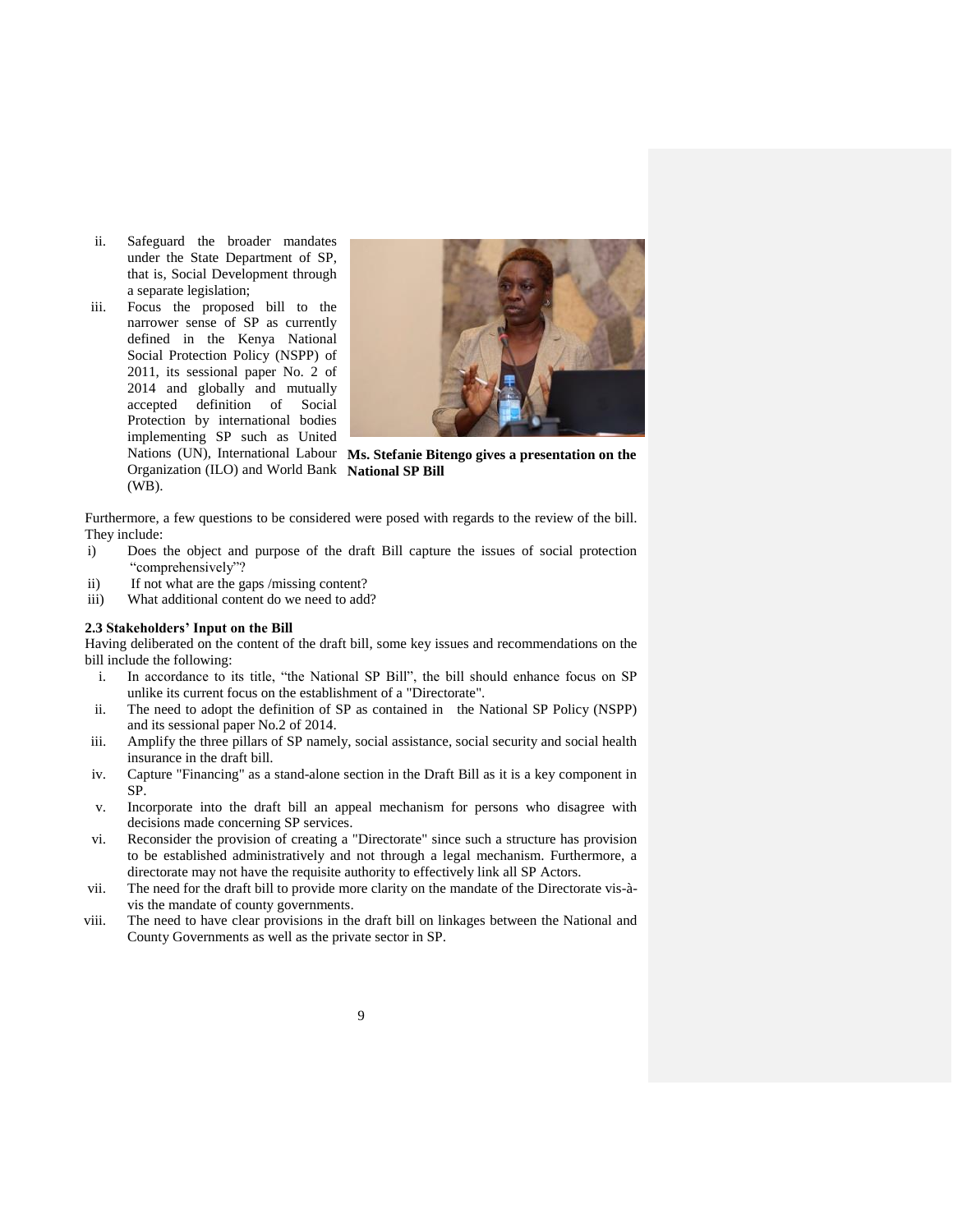ii. Safeguard the broader mandates under the State Department of SP, that is, Social Development through a separate legislation;

iii. Focus the proposed bill to the narrower sense of SP as currently defined in the Kenya National Social Protection Policy (NSPP) of 2011, its sessional paper No. 2 of 2014 and globally and mutually accepted definition of Social Protection by international bodies implementing SP such as United Nations (UN), International Labour Organization (ILO) and World Bank (WB).

**Ms. Stefanie Bitengo gives a presentation on the National SP Bill**

Furthermore, a few questions to be considered were posed with regards to the review of the bill. They include:

i) Does the object and purpose of the draft Bill capture the issues of social protection "comprehensively"?

ii) If not what are the gaps /missing content?

iii) What additional content do we need to add?

**2.3 Stakeholders' Input on the Bill**

Having deliberated on the content of the draft bill, some key issues and recommendations on the bill include the following:

i. In accordance to its title, "the National SP Bill", the bill should enhance focus on SP unlike its current focus on the establishment of a "Directorate".

ii. The need to adopt the definition of SP as contained in the National SP Policy (NSPP) and its sessional paper No.2 of 2014.

iii. Amplify the three pillars of SP namely, social assistance, social security and social health insurance in the draft bill.

iv. Capture "Financing" as a stand-alone section in the Draft Bill as it is a key component in SP.

v. Incorporate into the draft bill an appeal mechanism for persons who disagree with decisions made concerning SP services.

vi. Reconsider the provision of creating a "Directorate" since such a structure has provision to be established administratively and not through a legal mechanism. Furthermore, a directorate may not have the requisite authority to effectively link all SP Actors.

vii. The need for the draft bill to provide more clarity on the mandate of the Directorate vis-à-vis the mandate of county governments.

viii. The need to have clear provisions in the draft bill on linkages between the National and County Governments as well as the private sector in SP.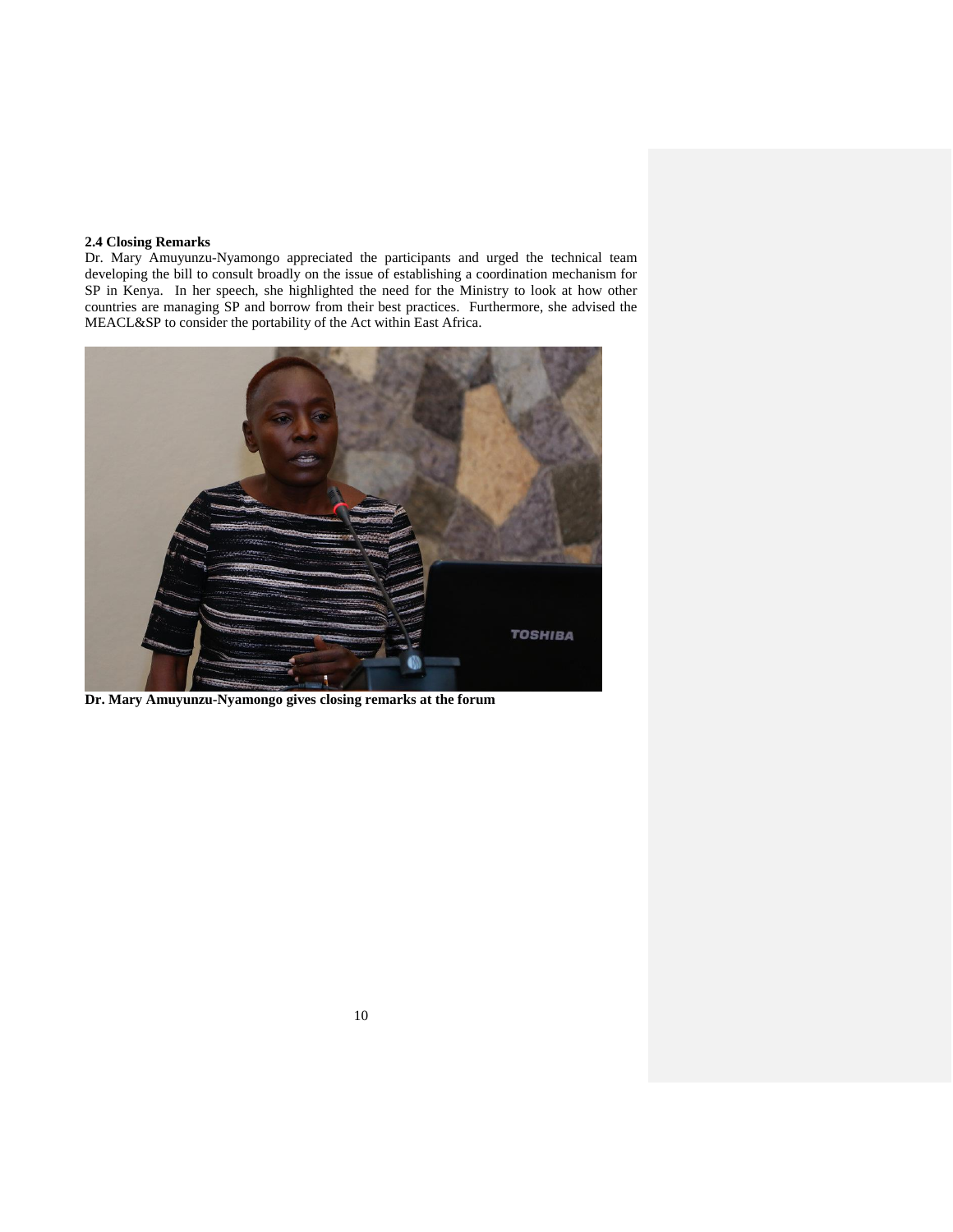### 2.4 Closing Remarks

Dr. Mary Amuyunzu-Nyamongo appreciated the participants and urged the technical team developing the bill to consult broadly on the issue of establishing a coordination mechanism for SP in Kenya. In her speech, she highlighted the need for the Ministry to look at how other countries are managing SP and borrow from their best practices. Furthermore, she advised the MEACL&SP to consider the portability of the Act within East Africa.

**Dr. Mary Amuyunzu-Nyamongo gives closing remarks at the forum**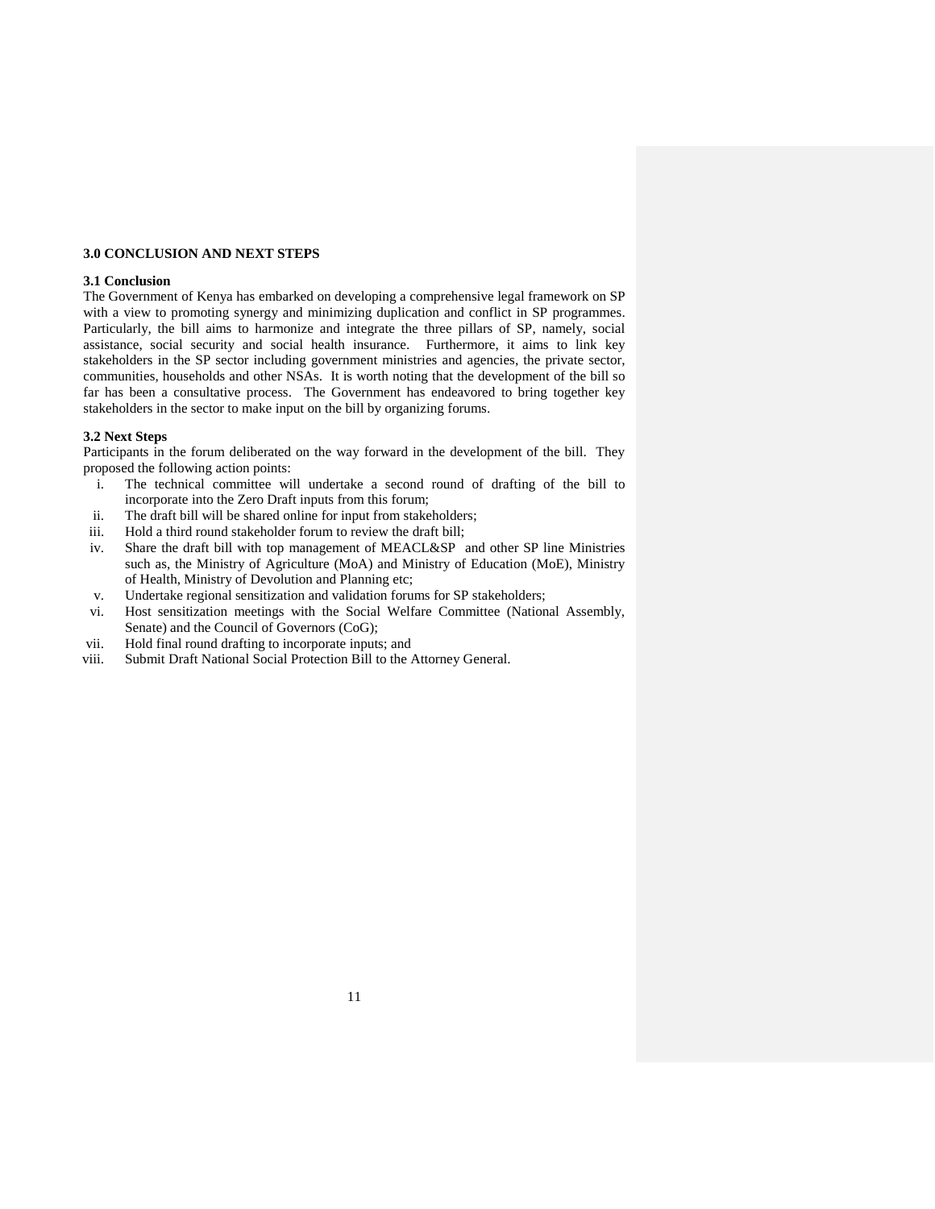## 3.0 CONCLUSION AND NEXT STEPS

### 3.1 Conclusion

The Government of Kenya has embarked on developing a comprehensive legal framework on SP with a view to promoting synergy and minimizing duplication and conflict in SP programmes. Particularly, the bill aims to harmonize and integrate the three pillars of SP, namely, social assistance, social security and social health insurance. Furthermore, it aims to link key stakeholders in the SP sector including government ministries and agencies, the private sector, communities, households and other NSAs. It is worth noting that the development of the bill so far has been a consultative process. The Government has endeavored to bring together key stakeholders in the sector to make input on the bill by organizing forums.

### 3.2 Next Steps

Participants in the forum deliberated on the way forward in the development of the bill. They proposed the following action points:

i. The technical committee will undertake a second round of drafting of the bill to incorporate into the Zero Draft inputs from this forum;
ii. The draft bill will be shared online for input from stakeholders;
iii. Hold a third round stakeholder forum to review the draft bill;
iv. Share the draft bill with top management of MEACL&SP and other SP line Ministries such as, the Ministry of Agriculture (MoA) and Ministry of Education (MoE), Ministry of Health, Ministry of Devolution and Planning etc;
v. Undertake regional sensitization and validation forums for SP stakeholders;
vi. Host sensitization meetings with the Social Welfare Committee (National Assembly, Senate) and the Council of Governors (CoG);
vii. Hold final round drafting to incorporate inputs; and
viii. Submit Draft National Social Protection Bill to the Attorney General.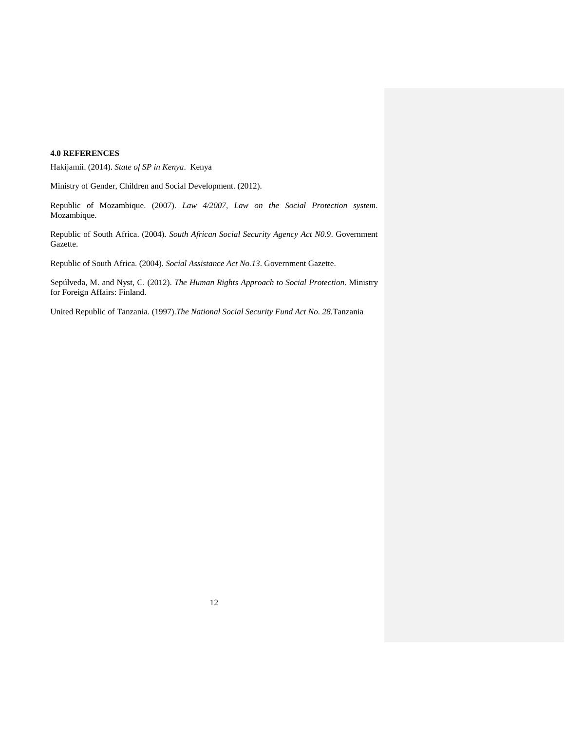**4.0 REFERENCES**

Hakijamii. (2014). *State of SP in Kenya*. Kenya

Ministry of Gender, Children and Social Development. (2012).

Republic of Mozambique. (2007). *Law 4/2007, Law on the Social Protection system*. Mozambique.

Republic of South Africa. (2004). *South African Social Security Agency Act N0.9*. Government Gazette.

Republic of South Africa. (2004). *Social Assistance Act No.13*. Government Gazette.

Sepúlveda, M. and Nyst, C. (2012). *The Human Rights Approach to Social Protection*. Ministry for Foreign Affairs: Finland.

United Republic of Tanzania. (1997).*The National Social Security Fund Act No. 28.*Tanzania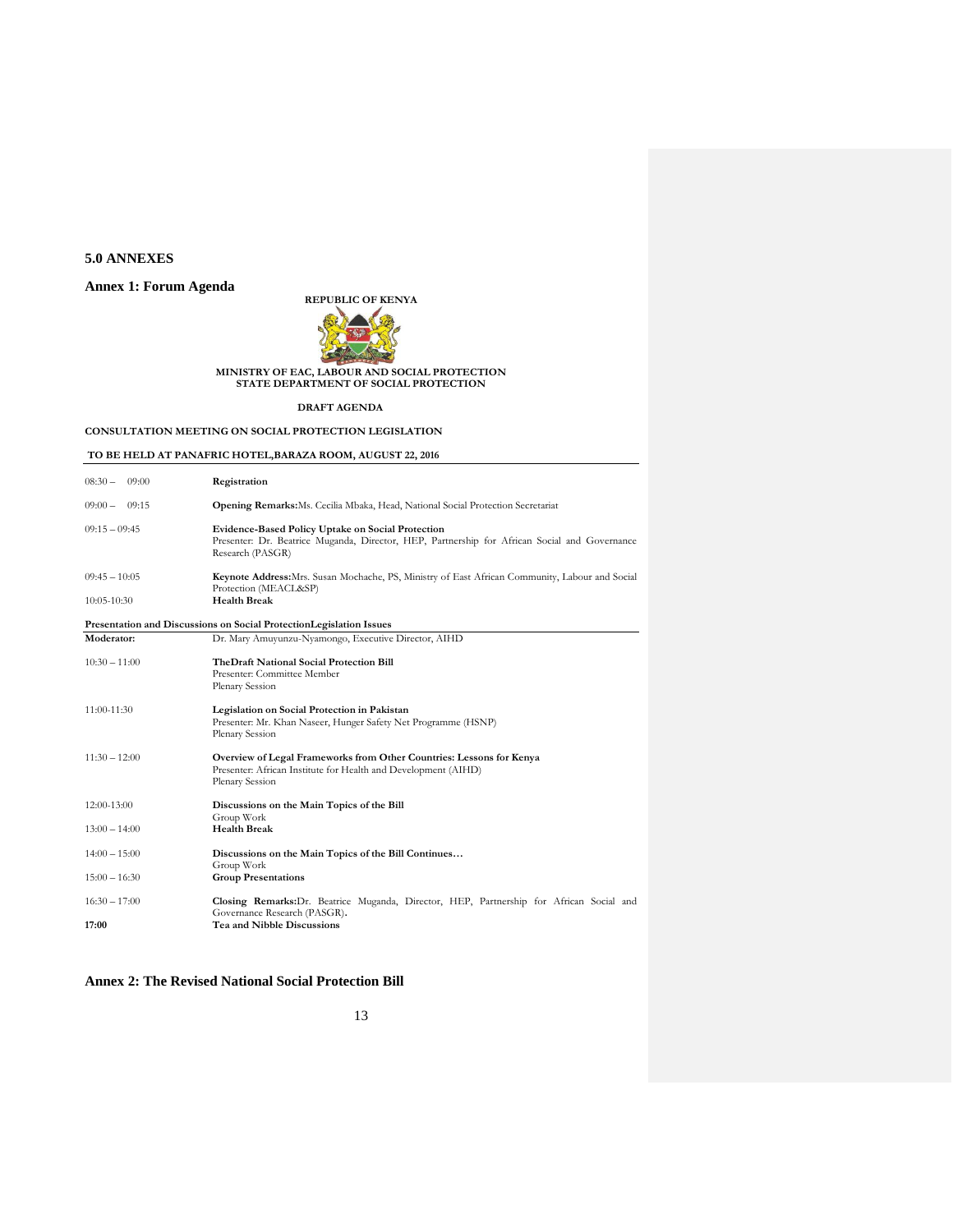## 5.0 ANNEXES

### Annex 1: Forum Agenda

**REPUBLIC OF KENYA**

**MINISTRY OF EAC, LABOUR AND SOCIAL PROTECTION**
**STATE DEPARTMENT OF SOCIAL PROTECTION**

**DRAFT AGENDA**

**CONSULTATION MEETING ON SOCIAL PROTECTION LEGISLATION**

**TO BE HELD AT PANAFRIC HOTEL,BARAZA ROOM, AUGUST 22, 2016**

| | |
|---|---|
| 08:30 – 09:00 | **Registration** |
| 09:00 – 09:15 | **Opening Remarks:** Ms. Cecilia Mbaka, Head, National Social Protection Secretariat |
| 09:15 – 09:45 | **Evidence-Based Policy Uptake on Social Protection**<br>Presenter: Dr. Beatrice Muganda, Director, HEP, Partnership for African Social and Governance Research (PASGR) |
| 09:45 – 10:05 | **Keynote Address:** Mrs. Susan Mochache, PS, Ministry of East African Community, Labour and Social Protection (MEACL&SP) |
| 10:05-10:30 | **Health Break** |

**Presentation and Discussions on Social ProtectionLegislation Issues**

| | |
|---|---|
| **Moderator:** | Dr. Mary Amuyunzu-Nyamongo, Executive Director, AIHD |
| 10:30 – 11:00 | **TheDraft National Social Protection Bill**<br>Presenter: Committee Member<br>Plenary Session |
| 11:00-11:30 | **Legislation on Social Protection in Pakistan**<br>Presenter: Mr. Khan Naseer, Hunger Safety Net Programme (HSNP)<br>Plenary Session |
| 11:30 – 12:00 | **Overview of Legal Frameworks from Other Countries: Lessons for Kenya**<br>Presenter: African Institute for Health and Development (AIHD)<br>Plenary Session |
| 12:00-13:00 | **Discussions on the Main Topics of the Bill**<br>Group Work |
| 13:00 – 14:00 | **Health Break** |
| 14:00 – 15:00 | **Discussions on the Main Topics of the Bill Continues…**<br>Group Work |
| 15:00 – 16:30 | **Group Presentations** |
| 16:30 – 17:00 | **Closing Remarks:** Dr. Beatrice Muganda, Director, HEP, Partnership for African Social and Governance Research (PASGR). |
| **17:00** | **Tea and Nibble Discussions** |

### Annex 2: The Revised National Social Protection Bill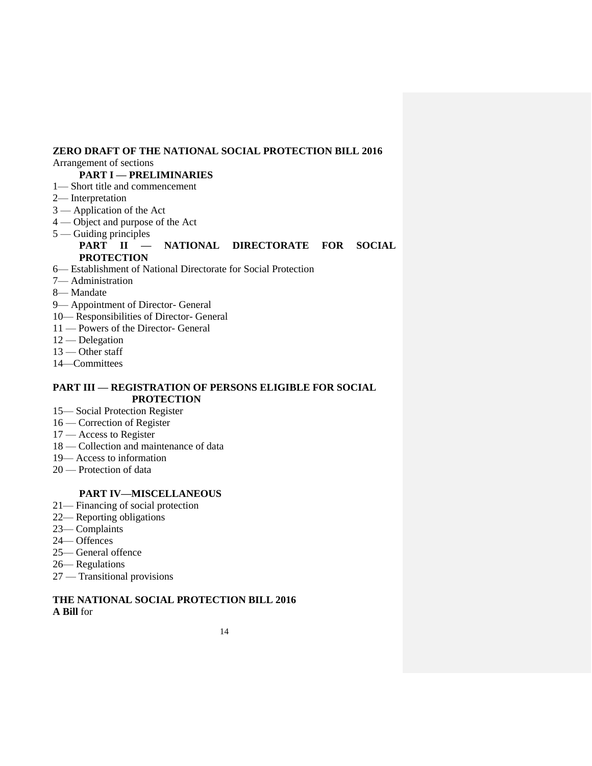**ZERO DRAFT OF THE NATIONAL SOCIAL PROTECTION BILL 2016**

Arrangement of sections

**PART I — PRELIMINARIES**

1— Short title and commencement

2— Interpretation

3 — Application of the Act

4 — Object and purpose of the Act

5 — Guiding principles

**PART II — NATIONAL DIRECTORATE FOR SOCIAL PROTECTION**

6— Establishment of National Directorate for Social Protection

7— Administration

8— Mandate

9— Appointment of Director- General

10— Responsibilities of Director- General

11 — Powers of the Director- General

12 — Delegation

13 — Other staff

14—Committees

**PART III — REGISTRATION OF PERSONS ELIGIBLE FOR SOCIAL PROTECTION**

15— Social Protection Register

16 — Correction of Register

17 — Access to Register

18 — Collection and maintenance of data

19— Access to information

20 — Protection of data

**PART IV—MISCELLANEOUS**

21— Financing of social protection

22— Reporting obligations

23— Complaints

24— Offences

25— General offence

26— Regulations

27 — Transitional provisions

**THE NATIONAL SOCIAL PROTECTION BILL 2016**

**A Bill** for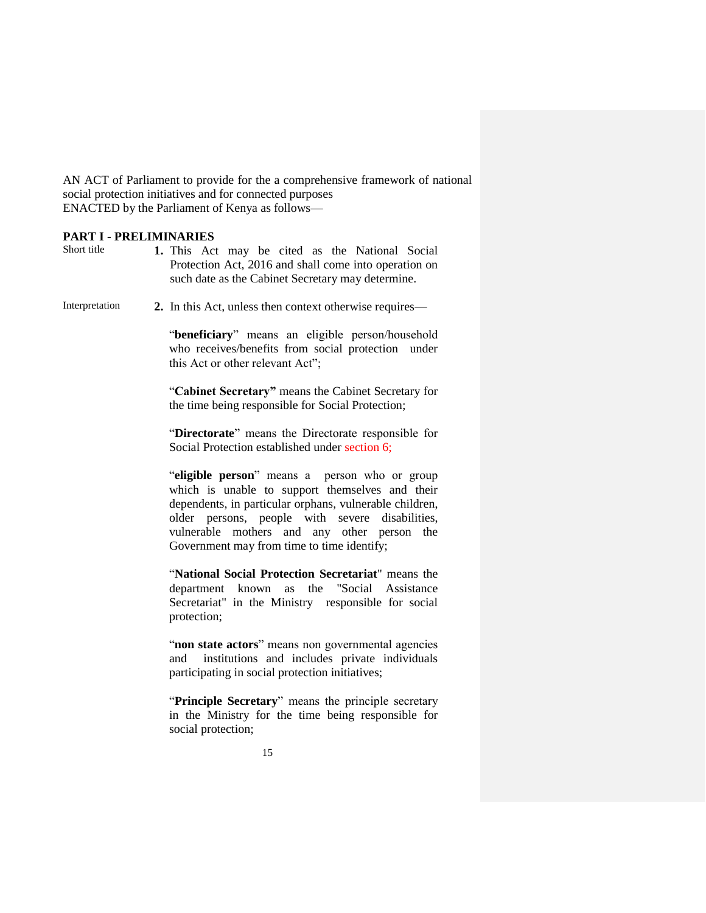AN ACT of Parliament to provide for the a comprehensive framework of national social protection initiatives and for connected purposes

ENACTED by the Parliament of Kenya as follows—

## PART I - PRELIMINARIES

Short title

**1.** This Act may be cited as the National Social Protection Act, 2016 and shall come into operation on such date as the Cabinet Secretary may determine.

Interpretation

**2.** In this Act, unless then context otherwise requires—

"**beneficiary**" means an eligible person/household who receives/benefits from social protection under this Act or other relevant Act";

"**Cabinet Secretary"** means the Cabinet Secretary for the time being responsible for Social Protection;

"**Directorate**" means the Directorate responsible for Social Protection established under section 6;

"**eligible person**" means a person who or group which is unable to support themselves and their dependents, in particular orphans, vulnerable children, older persons, people with severe disabilities, vulnerable mothers and any other person the Government may from time to time identify;

"**National Social Protection Secretariat**" means the department known as the "Social Assistance Secretariat" in the Ministry responsible for social protection;

"**non state actors**" means non governmental agencies and institutions and includes private individuals participating in social protection initiatives;

"**Principle Secretary**" means the principle secretary in the Ministry for the time being responsible for social protection;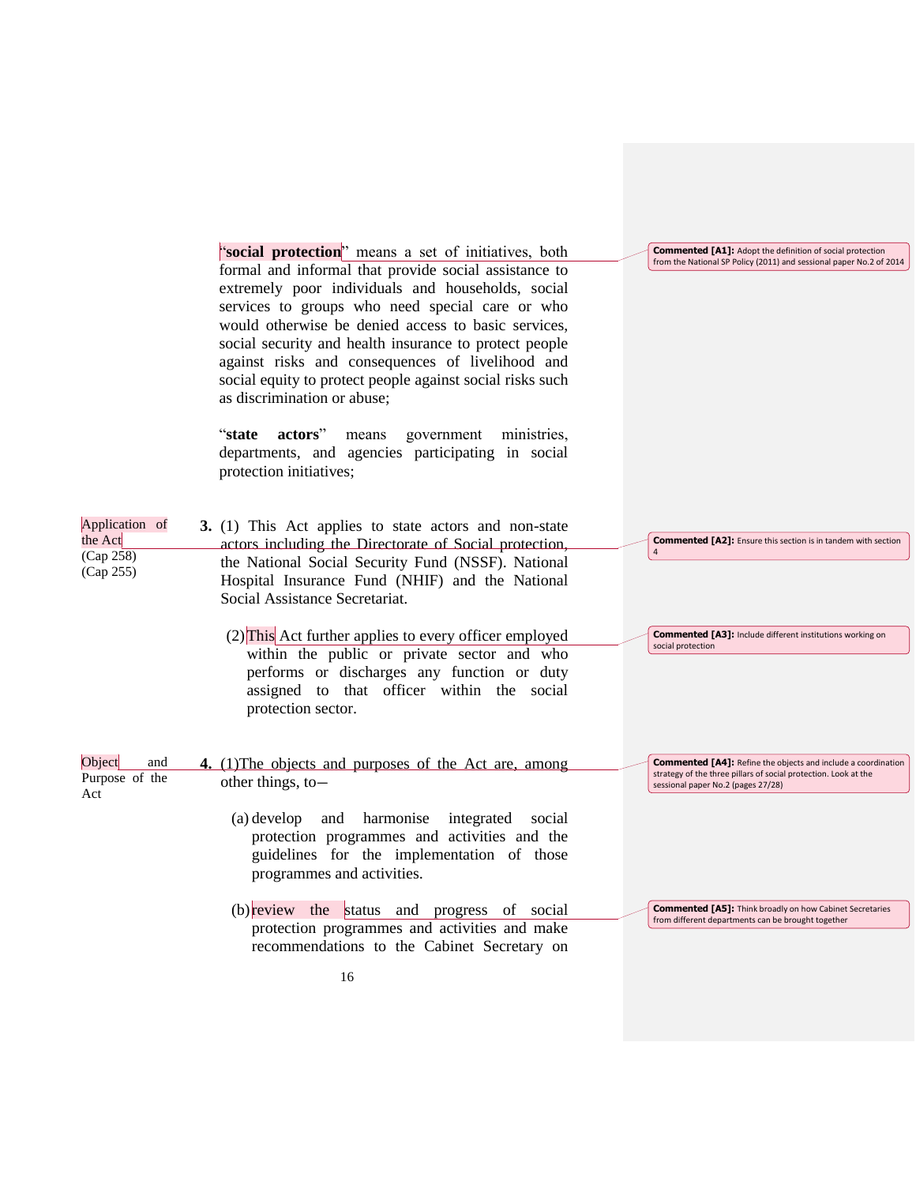"**social protection**" means a set of initiatives, both formal and informal that provide social assistance to extremely poor individuals and households, social services to groups who need special care or who would otherwise be denied access to basic services, social security and health insurance to protect people against risks and consequences of livelihood and social equity to protect people against social risks such as discrimination or abuse;

"**state actors**" means government ministries, departments, and agencies participating in social protection initiatives;

Application of the Act (Cap 258) (Cap 255)

**3.** (1) This Act applies to state actors and non-state actors including the Directorate of Social protection, the National Social Security Fund (NSSF). National Hospital Insurance Fund (NHIF) and the National Social Assistance Secretariat.

(2) This Act further applies to every officer employed within the public or private sector and who performs or discharges any function or duty assigned to that officer within the social protection sector.

Object and Purpose of the Act

**4.** (1)The objects and purposes of the Act are, among other things, to–

(a) develop and harmonise integrated social protection programmes and activities and the guidelines for the implementation of those programmes and activities.

(b) review the status and progress of social protection programmes and activities and make recommendations to the Cabinet Secretary on

**Commented [A1]:** Adopt the definition of social protection from the National SP Policy (2011) and sessional paper No.2 of 2014

**Commented [A2]:** Ensure this section is in tandem with section 4

**Commented [A3]:** Include different institutions working on social protection

**Commented [A4]:** Refine the objects and include a coordination strategy of the three pillars of social protection. Look at the sessional paper No.2 (pages 27/28)

**Commented [A5]:** Think broadly on how Cabinet Secretaries from different departments can be brought together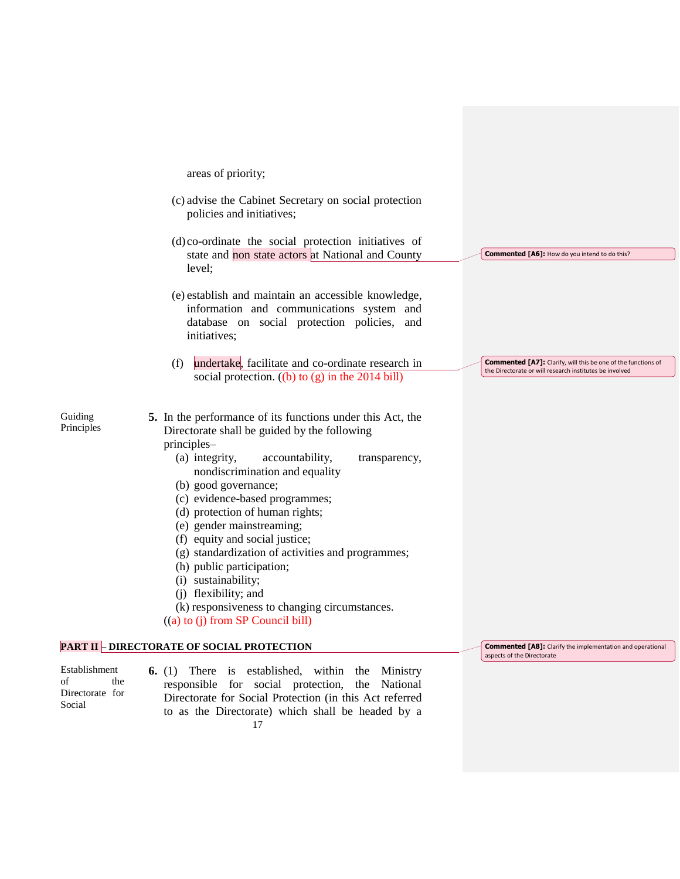areas of priority;

(c) advise the Cabinet Secretary on social protection policies and initiatives;

(d) co-ordinate the social protection initiatives of state and non state actors at National and County level;

(e) establish and maintain an accessible knowledge, information and communications system and database on social protection policies, and initiatives;

(f) undertake, facilitate and co-ordinate research in social protection. ((b) to (g) in the 2014 bill)

> **Commented [A6]:** How do you intend to do this?

> **Commented [A7]:** Clarify, will this be one of the functions of the Directorate or will research institutes be involved

Guiding Principles

**5.** In the performance of its functions under this Act, the Directorate shall be guided by the following principles–

(a) integrity, accountability, transparency, nondiscrimination and equality
(b) good governance;
(c) evidence-based programmes;
(d) protection of human rights;
(e) gender mainstreaming;
(f) equity and social justice;
(g) standardization of activities and programmes;
(h) public participation;
(i) sustainability;
(j) flexibility; and
(k) responsiveness to changing circumstances.

((a) to (j) from SP Council bill)

## PART II – DIRECTORATE OF SOCIAL PROTECTION

> **Commented [A8]:** Clarify the implementation and operational aspects of the Directorate

Establishment of the Directorate for Social

**6.** (1) There is established, within the Ministry responsible for social protection, the National Directorate for Social Protection (in this Act referred to as the Directorate) which shall be headed by a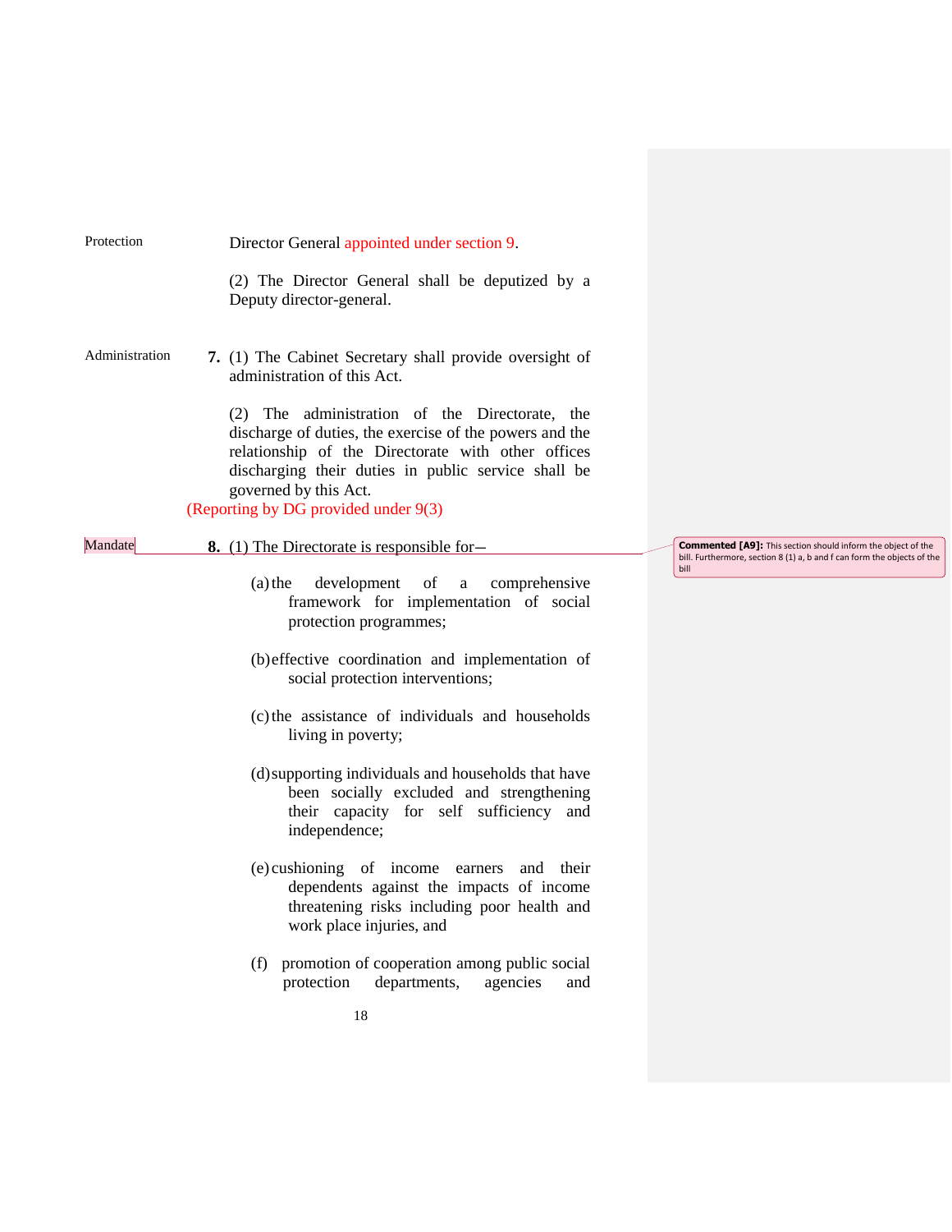Protection

Director General appointed under section 9.

(2) The Director General shall be deputized by a Deputy director-general.

Administration

**7.** (1) The Cabinet Secretary shall provide oversight of administration of this Act.

(2) The administration of the Directorate, the discharge of duties, the exercise of the powers and the relationship of the Directorate with other offices discharging their duties in public service shall be governed by this Act.

(Reporting by DG provided under 9(3)

Mandate

**8.** (1) The Directorate is responsible for—

(a) the development of a comprehensive framework for implementation of social protection programmes;

(b) effective coordination and implementation of social protection interventions;

(c) the assistance of individuals and households living in poverty;

(d) supporting individuals and households that have been socially excluded and strengthening their capacity for self sufficiency and independence;

(e) cushioning of income earners and their dependents against the impacts of income threatening risks including poor health and work place injuries, and

(f) promotion of cooperation among public social protection departments, agencies and

**Commented [A9]:** This section should inform the object of the bill. Furthermore, section 8 (1) a, b and f can form the objects of the bill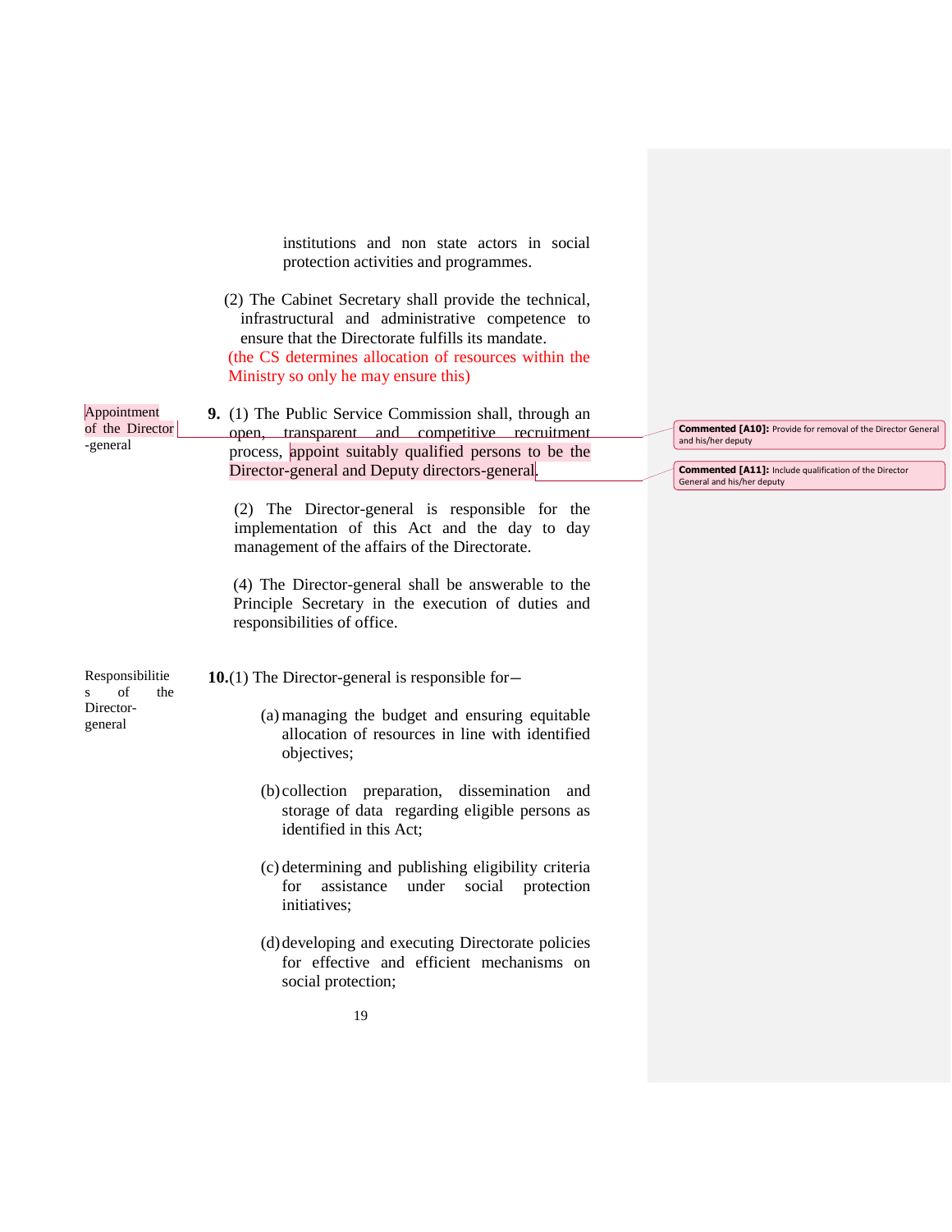institutions and non state actors in social protection activities and programmes.

(2) The Cabinet Secretary shall provide the technical, infrastructural and administrative competence to ensure that the Directorate fulfills its mandate.
(the CS determines allocation of resources within the Ministry so only he may ensure this)

**Appointment of the Director-general**

**9.** (1) The Public Service Commission shall, through an open, transparent and competitive recruitment process, appoint suitably qualified persons to be the Director-general and Deputy directors-general.

> **Commented [A10]:** Provide for removal of the Director General and his/her deputy

> **Commented [A11]:** Include qualification of the Director General and his/her deputy

(2) The Director-general is responsible for the implementation of this Act and the day to day management of the affairs of the Directorate.

(4) The Director-general shall be answerable to the Principle Secretary in the execution of duties and responsibilities of office.

**Responsibilities of the Director-general**

**10.**(1) The Director-general is responsible for—

(a) managing the budget and ensuring equitable allocation of resources in line with identified objectives;

(b) collection preparation, dissemination and storage of data regarding eligible persons as identified in this Act;

(c) determining and publishing eligibility criteria for assistance under social protection initiatives;

(d) developing and executing Directorate policies for effective and efficient mechanisms on social protection;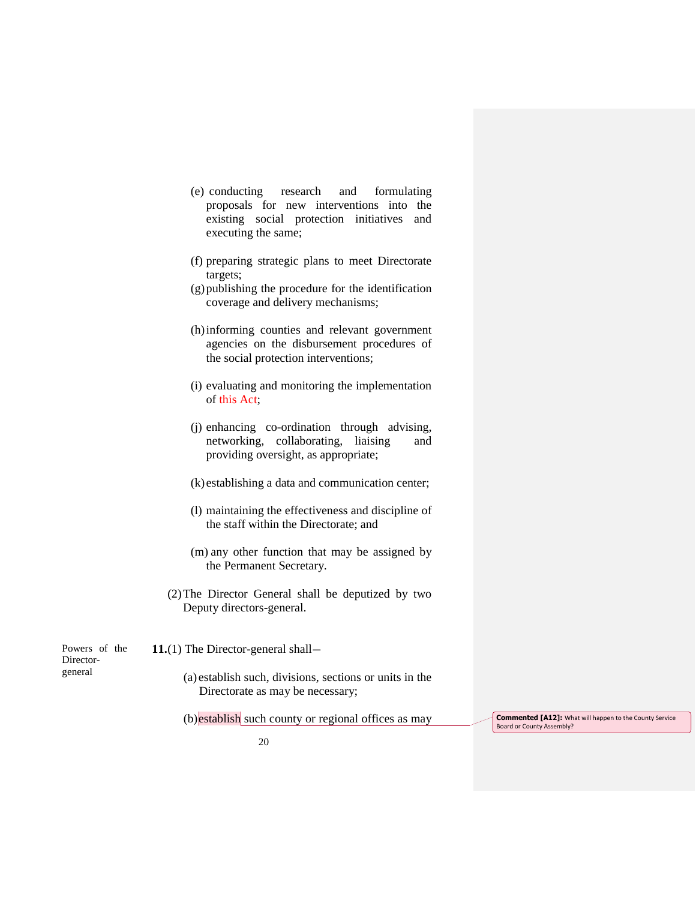(e) conducting research and formulating proposals for new interventions into the existing social protection initiatives and executing the same;

(f) preparing strategic plans to meet Directorate targets;

(g) publishing the procedure for the identification coverage and delivery mechanisms;

(h) informing counties and relevant government agencies on the disbursement procedures of the social protection interventions;

(i) evaluating and monitoring the implementation of this Act;

(j) enhancing co-ordination through advising, networking, collaborating, liaising and providing oversight, as appropriate;

(k) establishing a data and communication center;

(l) maintaining the effectiveness and discipline of the staff within the Directorate; and

(m) any other function that may be assigned by the Permanent Secretary.

(2) The Director General shall be deputized by two Deputy directors-general.

Powers of the Director-general

**11.**(1) The Director-general shall—

(a) establish such, divisions, sections or units in the Directorate as may be necessary;

(b) establish such county or regional offices as may

**Commented [A12]:** What will happen to the County Service Board or County Assembly?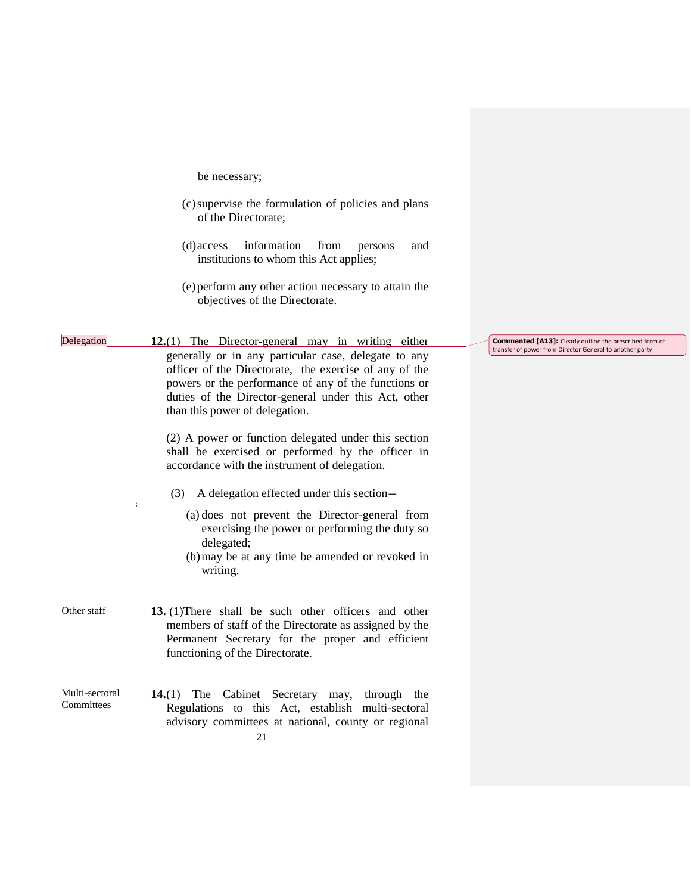be necessary;

(c) supervise the formulation of policies and plans of the Directorate;

(d) access information from persons and institutions to whom this Act applies;

(e) perform any other action necessary to attain the objectives of the Directorate.

Delegation

**12.**(1) The Director-general may in writing either generally or in any particular case, delegate to any officer of the Directorate, the exercise of any of the powers or the performance of any of the functions or duties of the Director-general under this Act, other than this power of delegation.

**Commented [A13]:** Clearly outline the prescribed form of transfer of power from Director General to another party

(2) A power or function delegated under this section shall be exercised or performed by the officer in accordance with the instrument of delegation.

(3) A delegation effected under this section–

(a) does not prevent the Director-general from exercising the power or performing the duty so delegated;

(b) may be at any time be amended or revoked in writing.

Other staff

**13.** (1)There shall be such other officers and other members of staff of the Directorate as assigned by the Permanent Secretary for the proper and efficient functioning of the Directorate.

Multi-sectoral Committees

**14.**(1) The Cabinet Secretary may, through the Regulations to this Act, establish multi-sectoral advisory committees at national, county or regional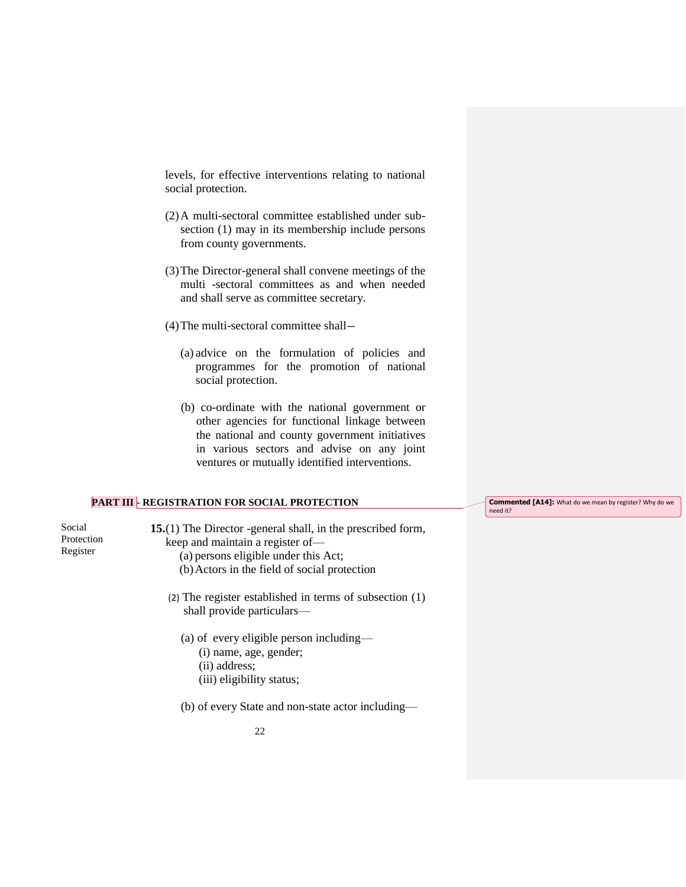levels, for effective interventions relating to national social protection.

(2) A multi-sectoral committee established under sub-section (1) may in its membership include persons from county governments.

(3) The Director-general shall convene meetings of the multi -sectoral committees as and when needed and shall serve as committee secretary.

(4) The multi-sectoral committee shall–

(a) advice on the formulation of policies and programmes for the promotion of national social protection.

(b) co-ordinate with the national government or other agencies for functional linkage between the national and county government initiatives in various sectors and advise on any joint ventures or mutually identified interventions.

## PART III - REGISTRATION FOR SOCIAL PROTECTION

**Commented [A14]:** What do we mean by register? Why do we need it?

Social Protection Register

**15.**(1) The Director -general shall, in the prescribed form, keep and maintain a register of—

(a) persons eligible under this Act;

(b) Actors in the field of social protection

(2) The register established in terms of subsection (1) shall provide particulars—

(a) of every eligible person including—

(i) name, age, gender;

(ii) address;

(iii) eligibility status;

(b) of every State and non-state actor including—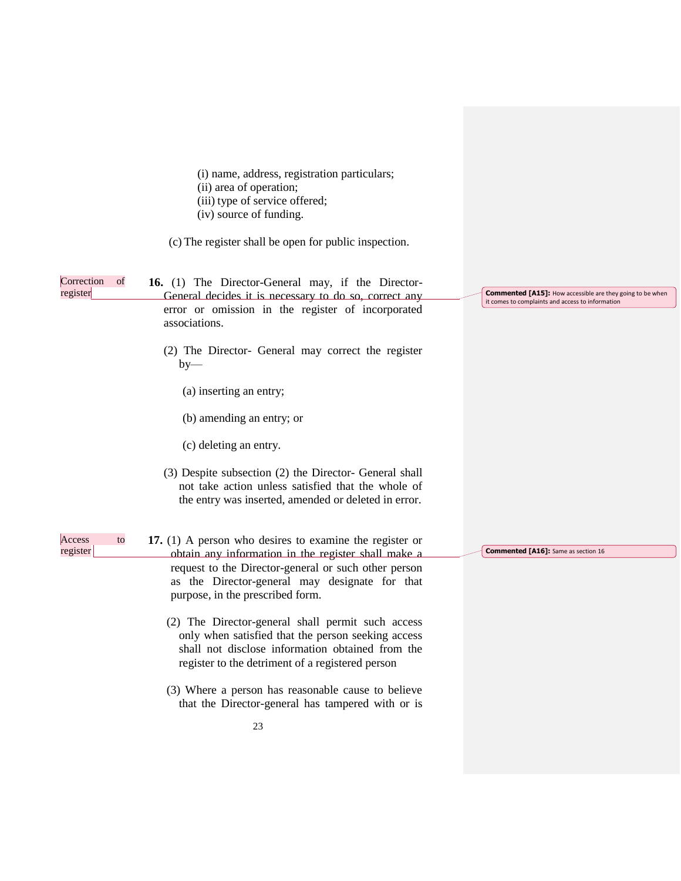(i) name, address, registration particulars;
(ii) area of operation;
(iii) type of service offered;
(iv) source of funding.

(c) The register shall be open for public inspection.

**Correction of register**

**16.** (1) The Director-General may, if the Director-General decides it is necessary to do so, correct any error or omission in the register of incorporated associations.

> **Commented [A15]:** How accessible are they going to be when it comes to complaints and access to information

(2) The Director- General may correct the register by—

(a) inserting an entry;

(b) amending an entry; or

(c) deleting an entry.

(3) Despite subsection (2) the Director- General shall not take action unless satisfied that the whole of the entry was inserted, amended or deleted in error.

**Access to register**

**17.** (1) A person who desires to examine the register or obtain any information in the register shall make a request to the Director-general or such other person as the Director-general may designate for that purpose, in the prescribed form.

> **Commented [A16]:** Same as section 16

(2) The Director-general shall permit such access only when satisfied that the person seeking access shall not disclose information obtained from the register to the detriment of a registered person

(3) Where a person has reasonable cause to believe that the Director-general has tampered with or is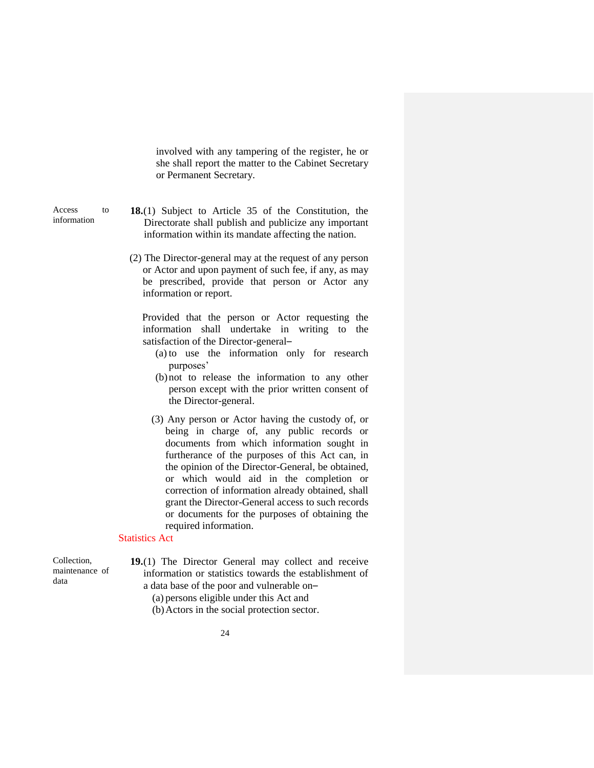involved with any tampering of the register, he or she shall report the matter to the Cabinet Secretary or Permanent Secretary.

Access to information

**18.**(1) Subject to Article 35 of the Constitution, the Directorate shall publish and publicize any important information within its mandate affecting the nation.

(2) The Director-general may at the request of any person or Actor and upon payment of such fee, if any, as may be prescribed, provide that person or Actor any information or report.

Provided that the person or Actor requesting the information shall undertake in writing to the satisfaction of the Director-general–

(a) to use the information only for research purposes'

(b) not to release the information to any other person except with the prior written consent of the Director-general.

(3) Any person or Actor having the custody of, or being in charge of, any public records or documents from which information sought in furtherance of the purposes of this Act can, in the opinion of the Director-General, be obtained, or which would aid in the completion or correction of information already obtained, shall grant the Director-General access to such records or documents for the purposes of obtaining the required information.

Statistics Act

Collection, maintenance of data

**19.**(1) The Director General may collect and receive information or statistics towards the establishment of a data base of the poor and vulnerable on–

(a) persons eligible under this Act and

(b) Actors in the social protection sector.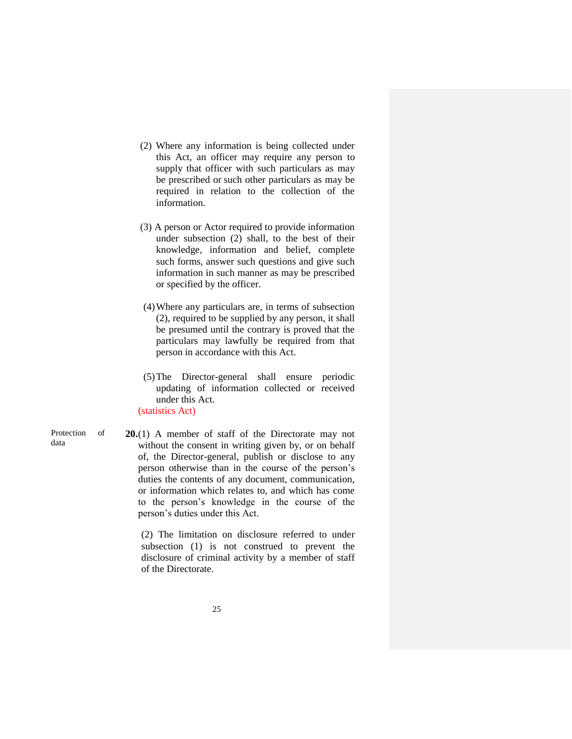(2) Where any information is being collected under this Act, an officer may require any person to supply that officer with such particulars as may be prescribed or such other particulars as may be required in relation to the collection of the information.

(3) A person or Actor required to provide information under subsection (2) shall, to the best of their knowledge, information and belief, complete such forms, answer such questions and give such information in such manner as may be prescribed or specified by the officer.

(4) Where any particulars are, in terms of subsection (2), required to be supplied by any person, it shall be presumed until the contrary is proved that the particulars may lawfully be required from that person in accordance with this Act.

(5) The Director-general shall ensure periodic updating of information collected or received under this Act.

(statistics Act)

Protection of data

**20.**(1) A member of staff of the Directorate may not without the consent in writing given by, or on behalf of, the Director-general, publish or disclose to any person otherwise than in the course of the person's duties the contents of any document, communication, or information which relates to, and which has come to the person's knowledge in the course of the person's duties under this Act.

(2) The limitation on disclosure referred to under subsection (1) is not construed to prevent the disclosure of criminal activity by a member of staff of the Directorate.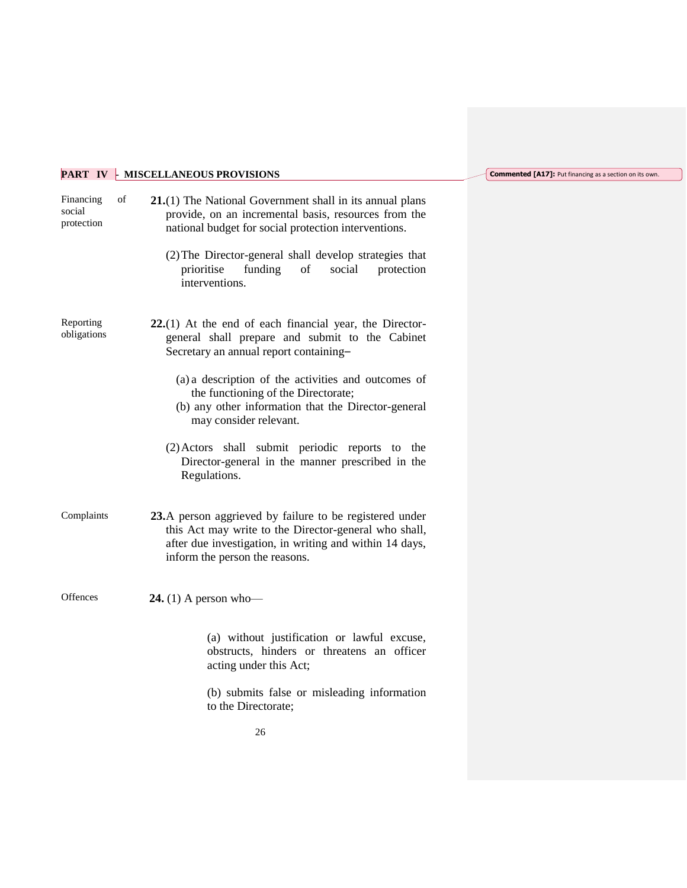## PART IV - MISCELLANEOUS PROVISIONS

Commented [A17]: Put financing as a section on its own.

**Financing of social protection**

**21.**(1) The National Government shall in its annual plans provide, on an incremental basis, resources from the national budget for social protection interventions.

(2) The Director-general shall develop strategies that prioritise funding of social protection interventions.

**Reporting obligations**

**22.**(1) At the end of each financial year, the Director-general shall prepare and submit to the Cabinet Secretary an annual report containing–

(a) a description of the activities and outcomes of the functioning of the Directorate;

(b) any other information that the Director-general may consider relevant.

(2) Actors shall submit periodic reports to the Director-general in the manner prescribed in the Regulations.

**Complaints**

**23.** A person aggrieved by failure to be registered under this Act may write to the Director-general who shall, after due investigation, in writing and within 14 days, inform the person the reasons.

**Offences**

**24.** (1) A person who—

(a) without justification or lawful excuse, obstructs, hinders or threatens an officer acting under this Act;

(b) submits false or misleading information to the Directorate;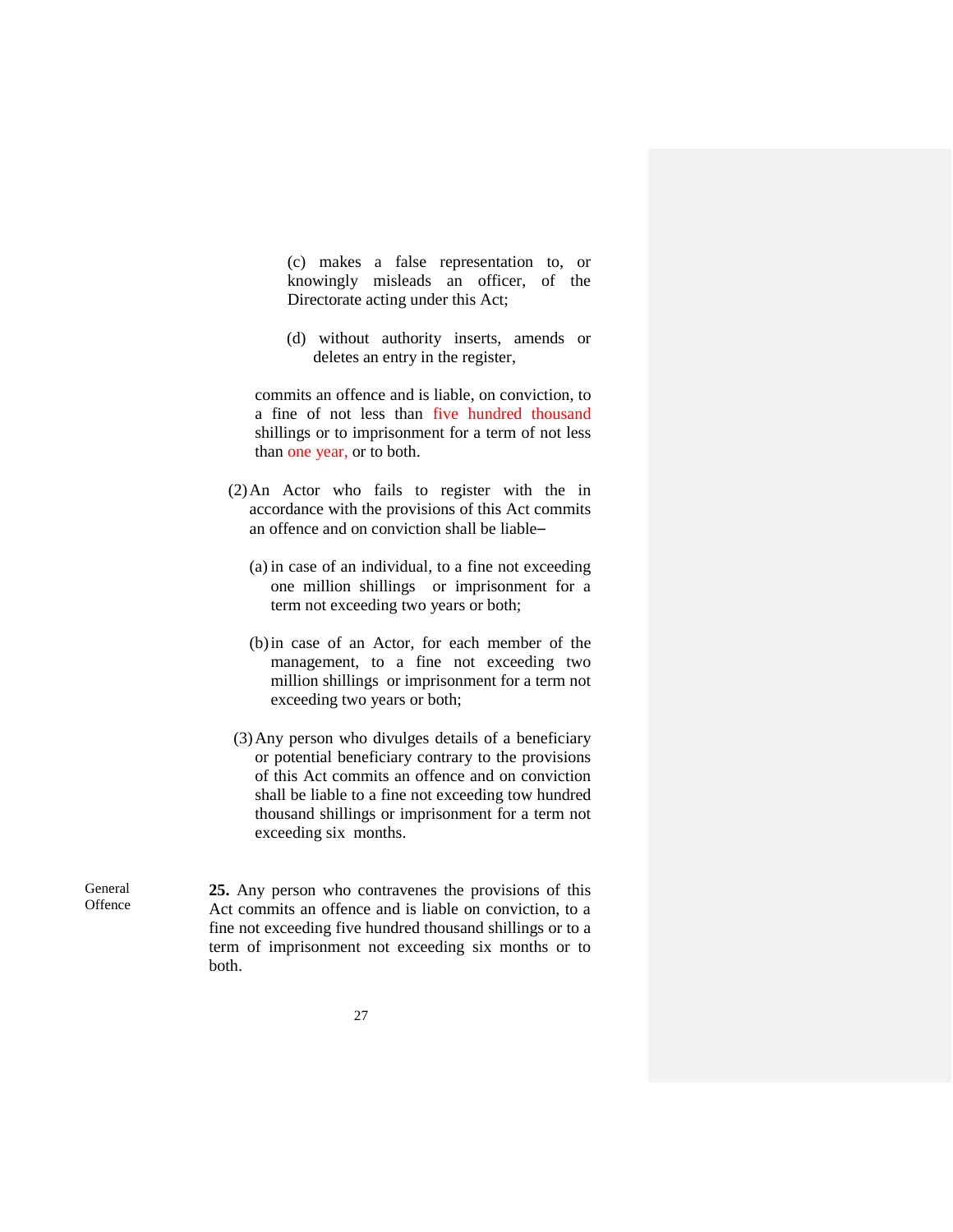(c) makes a false representation to, or knowingly misleads an officer, of the Directorate acting under this Act;

(d) without authority inserts, amends or deletes an entry in the register,

commits an offence and is liable, on conviction, to a fine of not less than five hundred thousand shillings or to imprisonment for a term of not less than one year, or to both.

(2) An Actor who fails to register with the in accordance with the provisions of this Act commits an offence and on conviction shall be liable–

(a) in case of an individual, to a fine not exceeding one million shillings or imprisonment for a term not exceeding two years or both;

(b) in case of an Actor, for each member of the management, to a fine not exceeding two million shillings or imprisonment for a term not exceeding two years or both;

(3) Any person who divulges details of a beneficiary or potential beneficiary contrary to the provisions of this Act commits an offence and on conviction shall be liable to a fine not exceeding tow hundred thousand shillings or imprisonment for a term not exceeding six months.

General Offence

**25.** Any person who contravenes the provisions of this Act commits an offence and is liable on conviction, to a fine not exceeding five hundred thousand shillings or to a term of imprisonment not exceeding six months or to both.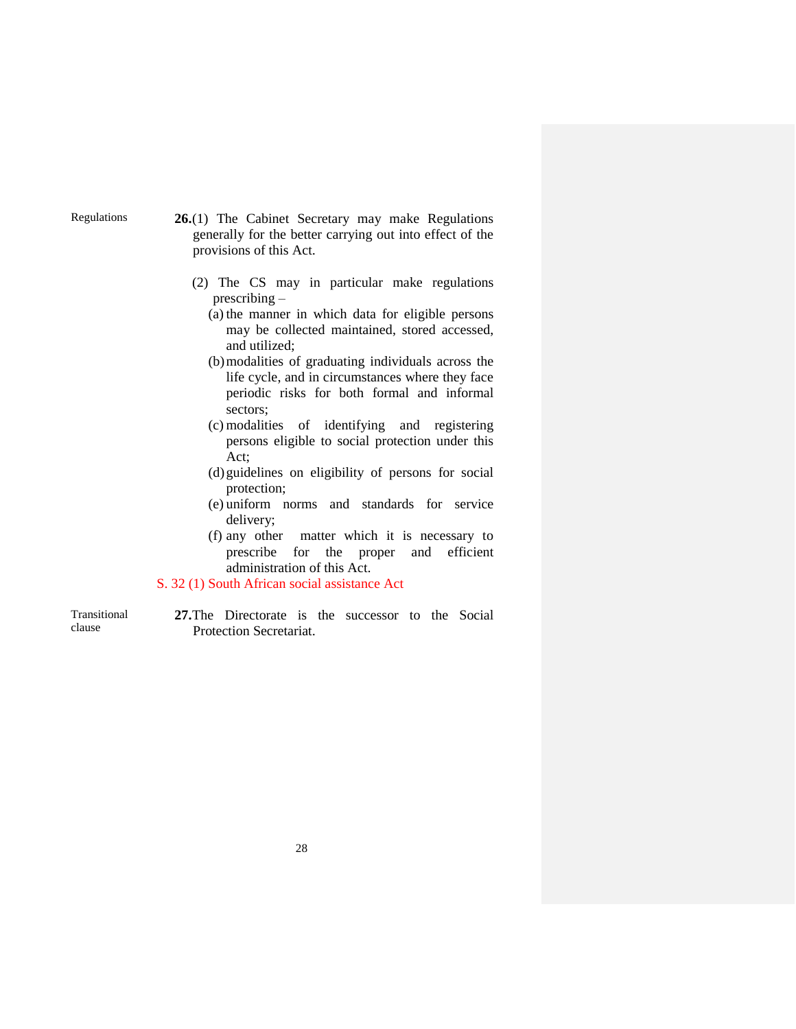Regulations

**26.**(1) The Cabinet Secretary may make Regulations generally for the better carrying out into effect of the provisions of this Act.

(2) The CS may in particular make regulations prescribing –

(a) the manner in which data for eligible persons may be collected maintained, stored accessed, and utilized;

(b) modalities of graduating individuals across the life cycle, and in circumstances where they face periodic risks for both formal and informal sectors;

(c) modalities of identifying and registering persons eligible to social protection under this Act;

(d) guidelines on eligibility of persons for social protection;

(e) uniform norms and standards for service delivery;

(f) any other matter which it is necessary to prescribe for the proper and efficient administration of this Act.

S. 32 (1) South African social assistance Act

Transitional clause

**27.** The Directorate is the successor to the Social Protection Secretariat.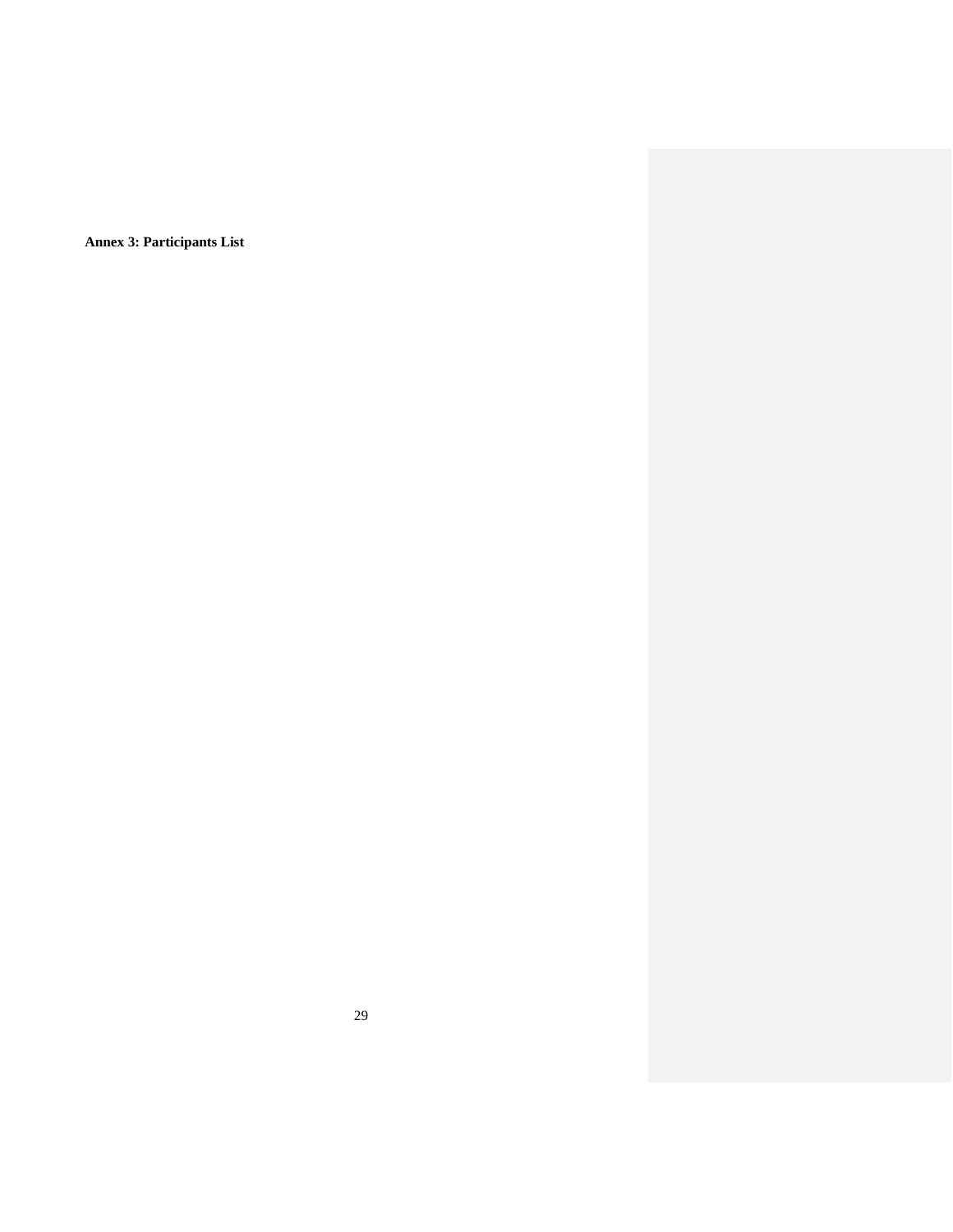**Annex 3: Participants List**